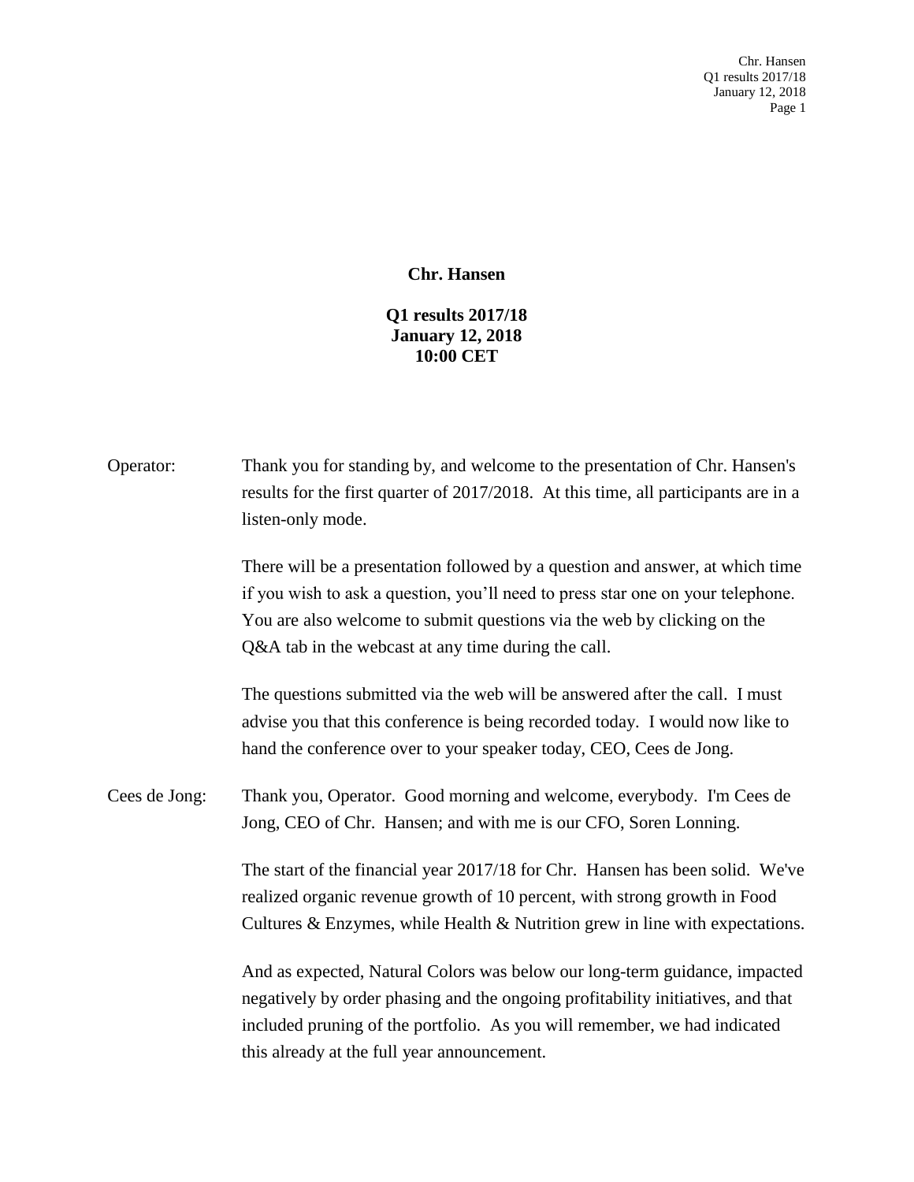# Chr. Hansen

## Q1 results 2017/18
## January 12, 2018
## 10:00 CET

Operator: Thank you for standing by, and welcome to the presentation of Chr. Hansen's results for the first quarter of 2017/2018. At this time, all participants are in a listen-only mode.

There will be a presentation followed by a question and answer, at which time if you wish to ask a question, you'll need to press star one on your telephone. You are also welcome to submit questions via the web by clicking on the Q&A tab in the webcast at any time during the call.

The questions submitted via the web will be answered after the call. I must advise you that this conference is being recorded today. I would now like to hand the conference over to your speaker today, CEO, Cees de Jong.

Cees de Jong: Thank you, Operator. Good morning and welcome, everybody. I'm Cees de Jong, CEO of Chr. Hansen; and with me is our CFO, Soren Lonning.

The start of the financial year 2017/18 for Chr. Hansen has been solid. We've realized organic revenue growth of 10 percent, with strong growth in Food Cultures & Enzymes, while Health & Nutrition grew in line with expectations.

And as expected, Natural Colors was below our long-term guidance, impacted negatively by order phasing and the ongoing profitability initiatives, and that included pruning of the portfolio. As you will remember, we had indicated this already at the full year announcement.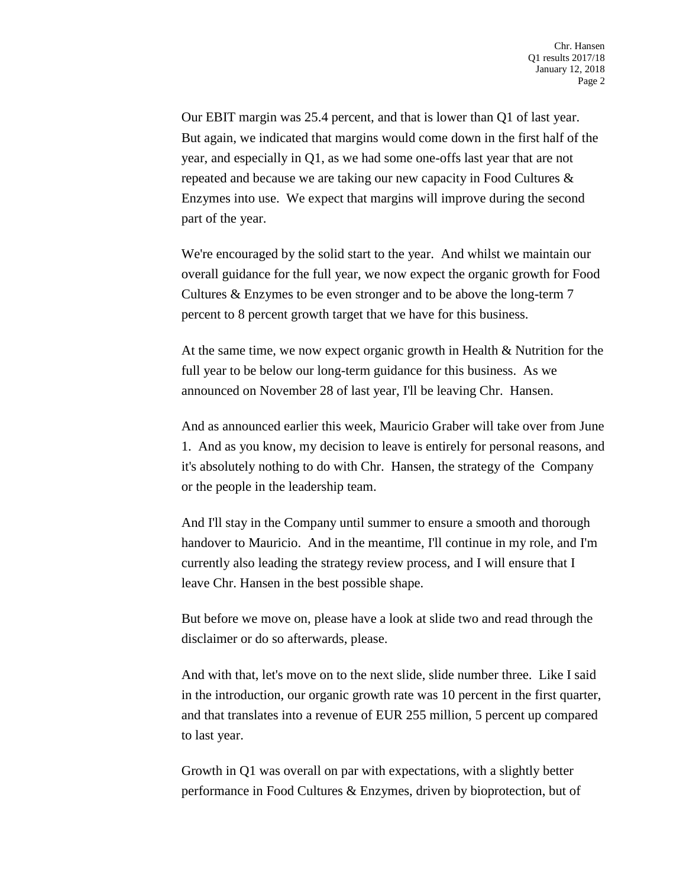Our EBIT margin was 25.4 percent, and that is lower than Q1 of last year. But again, we indicated that margins would come down in the first half of the year, and especially in Q1, as we had some one-offs last year that are not repeated and because we are taking our new capacity in Food Cultures & Enzymes into use. We expect that margins will improve during the second part of the year.

We're encouraged by the solid start to the year. And whilst we maintain our overall guidance for the full year, we now expect the organic growth for Food Cultures & Enzymes to be even stronger and to be above the long-term 7 percent to 8 percent growth target that we have for this business.

At the same time, we now expect organic growth in Health & Nutrition for the full year to be below our long-term guidance for this business. As we announced on November 28 of last year, I'll be leaving Chr. Hansen.

And as announced earlier this week, Mauricio Graber will take over from June 1. And as you know, my decision to leave is entirely for personal reasons, and it's absolutely nothing to do with Chr. Hansen, the strategy of the Company or the people in the leadership team.

And I'll stay in the Company until summer to ensure a smooth and thorough handover to Mauricio. And in the meantime, I'll continue in my role, and I'm currently also leading the strategy review process, and I will ensure that I leave Chr. Hansen in the best possible shape.

But before we move on, please have a look at slide two and read through the disclaimer or do so afterwards, please.

And with that, let's move on to the next slide, slide number three. Like I said in the introduction, our organic growth rate was 10 percent in the first quarter, and that translates into a revenue of EUR 255 million, 5 percent up compared to last year.

Growth in Q1 was overall on par with expectations, with a slightly better performance in Food Cultures & Enzymes, driven by bioprotection, but of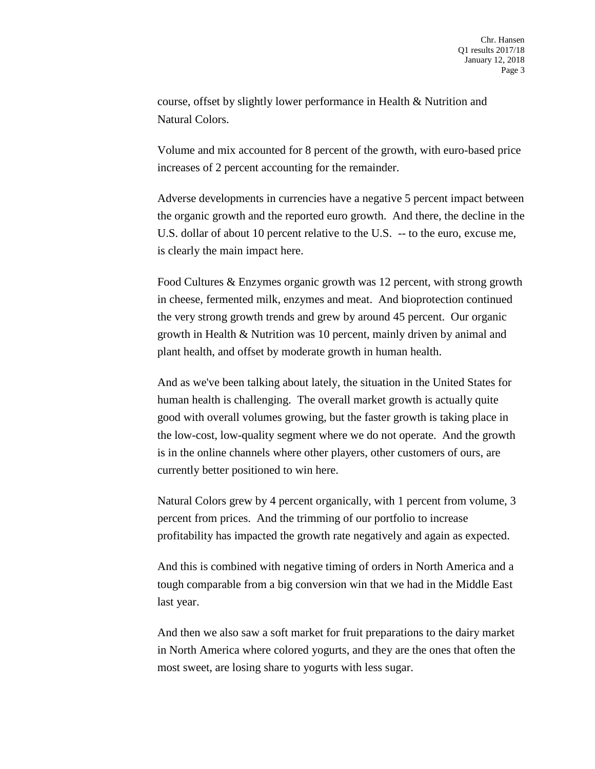course, offset by slightly lower performance in Health & Nutrition and Natural Colors.

Volume and mix accounted for 8 percent of the growth, with euro-based price increases of 2 percent accounting for the remainder.

Adverse developments in currencies have a negative 5 percent impact between the organic growth and the reported euro growth. And there, the decline in the U.S. dollar of about 10 percent relative to the U.S. -- to the euro, excuse me, is clearly the main impact here.

Food Cultures & Enzymes organic growth was 12 percent, with strong growth in cheese, fermented milk, enzymes and meat. And bioprotection continued the very strong growth trends and grew by around 45 percent. Our organic growth in Health & Nutrition was 10 percent, mainly driven by animal and plant health, and offset by moderate growth in human health.

And as we've been talking about lately, the situation in the United States for human health is challenging. The overall market growth is actually quite good with overall volumes growing, but the faster growth is taking place in the low-cost, low-quality segment where we do not operate. And the growth is in the online channels where other players, other customers of ours, are currently better positioned to win here.

Natural Colors grew by 4 percent organically, with 1 percent from volume, 3 percent from prices. And the trimming of our portfolio to increase profitability has impacted the growth rate negatively and again as expected.

And this is combined with negative timing of orders in North America and a tough comparable from a big conversion win that we had in the Middle East last year.

And then we also saw a soft market for fruit preparations to the dairy market in North America where colored yogurts, and they are the ones that often the most sweet, are losing share to yogurts with less sugar.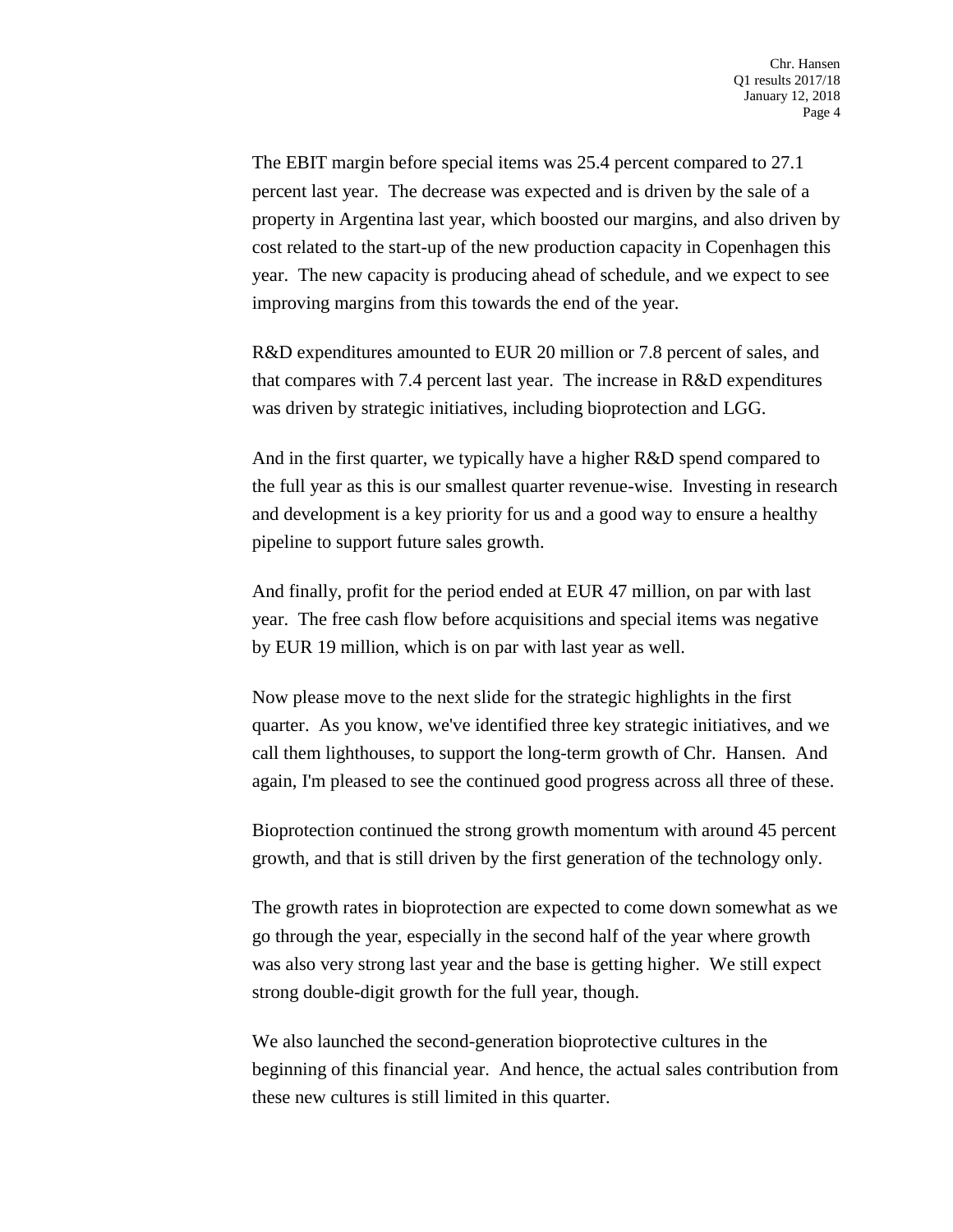The EBIT margin before special items was 25.4 percent compared to 27.1 percent last year. The decrease was expected and is driven by the sale of a property in Argentina last year, which boosted our margins, and also driven by cost related to the start-up of the new production capacity in Copenhagen this year. The new capacity is producing ahead of schedule, and we expect to see improving margins from this towards the end of the year.

R&D expenditures amounted to EUR 20 million or 7.8 percent of sales, and that compares with 7.4 percent last year. The increase in R&D expenditures was driven by strategic initiatives, including bioprotection and LGG.

And in the first quarter, we typically have a higher R&D spend compared to the full year as this is our smallest quarter revenue-wise. Investing in research and development is a key priority for us and a good way to ensure a healthy pipeline to support future sales growth.

And finally, profit for the period ended at EUR 47 million, on par with last year. The free cash flow before acquisitions and special items was negative by EUR 19 million, which is on par with last year as well.

Now please move to the next slide for the strategic highlights in the first quarter. As you know, we've identified three key strategic initiatives, and we call them lighthouses, to support the long-term growth of Chr. Hansen. And again, I'm pleased to see the continued good progress across all three of these.

Bioprotection continued the strong growth momentum with around 45 percent growth, and that is still driven by the first generation of the technology only.

The growth rates in bioprotection are expected to come down somewhat as we go through the year, especially in the second half of the year where growth was also very strong last year and the base is getting higher. We still expect strong double-digit growth for the full year, though.

We also launched the second-generation bioprotective cultures in the beginning of this financial year. And hence, the actual sales contribution from these new cultures is still limited in this quarter.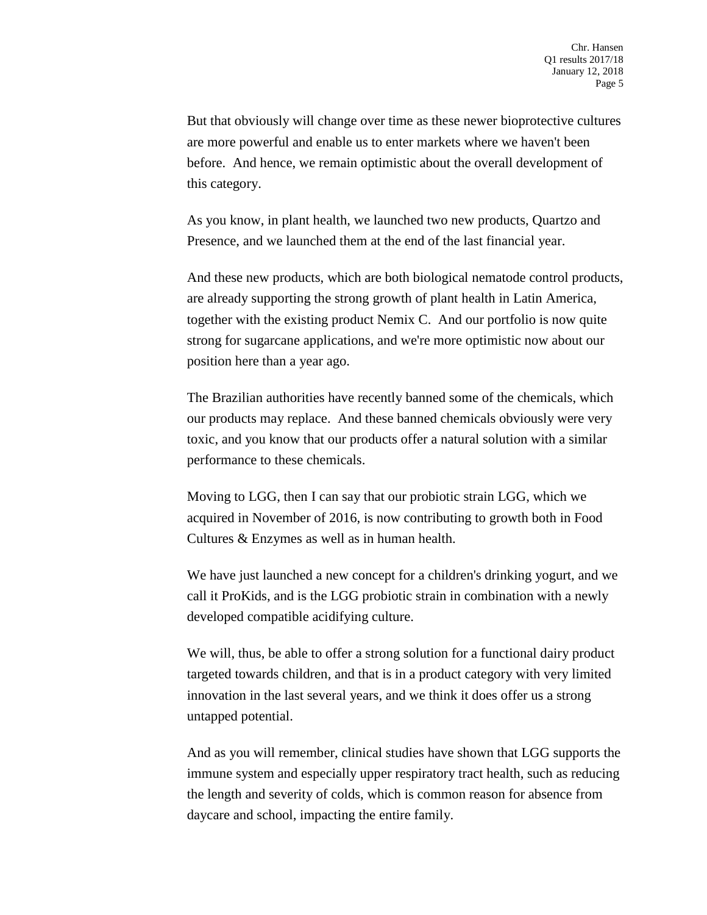But that obviously will change over time as these newer bioprotective cultures are more powerful and enable us to enter markets where we haven't been before. And hence, we remain optimistic about the overall development of this category.

As you know, in plant health, we launched two new products, Quartzo and Presence, and we launched them at the end of the last financial year.

And these new products, which are both biological nematode control products, are already supporting the strong growth of plant health in Latin America, together with the existing product Nemix C. And our portfolio is now quite strong for sugarcane applications, and we're more optimistic now about our position here than a year ago.

The Brazilian authorities have recently banned some of the chemicals, which our products may replace. And these banned chemicals obviously were very toxic, and you know that our products offer a natural solution with a similar performance to these chemicals.

Moving to LGG, then I can say that our probiotic strain LGG, which we acquired in November of 2016, is now contributing to growth both in Food Cultures & Enzymes as well as in human health.

We have just launched a new concept for a children's drinking yogurt, and we call it ProKids, and is the LGG probiotic strain in combination with a newly developed compatible acidifying culture.

We will, thus, be able to offer a strong solution for a functional dairy product targeted towards children, and that is in a product category with very limited innovation in the last several years, and we think it does offer us a strong untapped potential.

And as you will remember, clinical studies have shown that LGG supports the immune system and especially upper respiratory tract health, such as reducing the length and severity of colds, which is common reason for absence from daycare and school, impacting the entire family.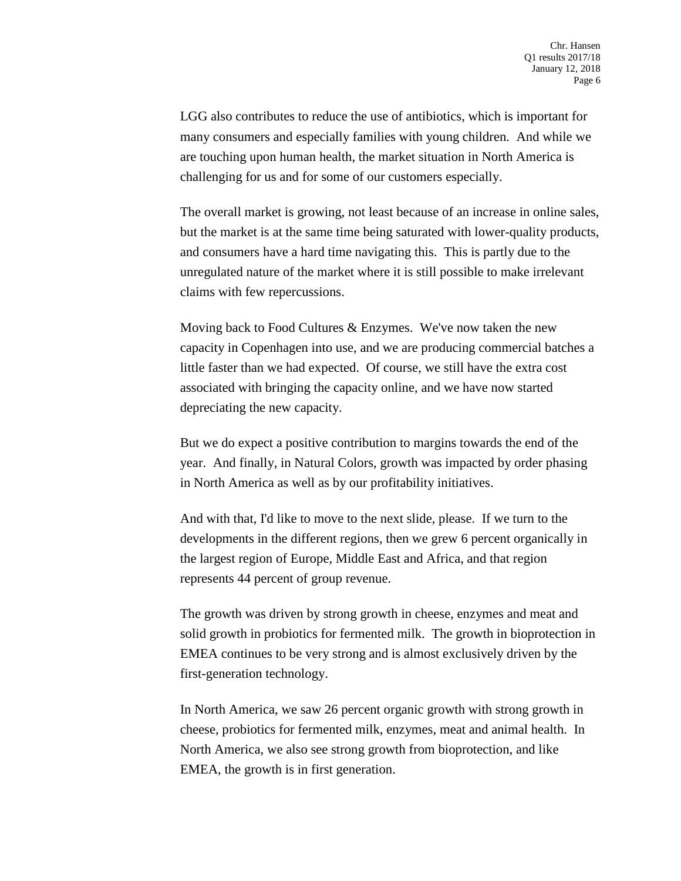LGG also contributes to reduce the use of antibiotics, which is important for many consumers and especially families with young children. And while we are touching upon human health, the market situation in North America is challenging for us and for some of our customers especially.

The overall market is growing, not least because of an increase in online sales, but the market is at the same time being saturated with lower-quality products, and consumers have a hard time navigating this. This is partly due to the unregulated nature of the market where it is still possible to make irrelevant claims with few repercussions.

Moving back to Food Cultures & Enzymes. We've now taken the new capacity in Copenhagen into use, and we are producing commercial batches a little faster than we had expected. Of course, we still have the extra cost associated with bringing the capacity online, and we have now started depreciating the new capacity.

But we do expect a positive contribution to margins towards the end of the year. And finally, in Natural Colors, growth was impacted by order phasing in North America as well as by our profitability initiatives.

And with that, I'd like to move to the next slide, please. If we turn to the developments in the different regions, then we grew 6 percent organically in the largest region of Europe, Middle East and Africa, and that region represents 44 percent of group revenue.

The growth was driven by strong growth in cheese, enzymes and meat and solid growth in probiotics for fermented milk. The growth in bioprotection in EMEA continues to be very strong and is almost exclusively driven by the first-generation technology.

In North America, we saw 26 percent organic growth with strong growth in cheese, probiotics for fermented milk, enzymes, meat and animal health. In North America, we also see strong growth from bioprotection, and like EMEA, the growth is in first generation.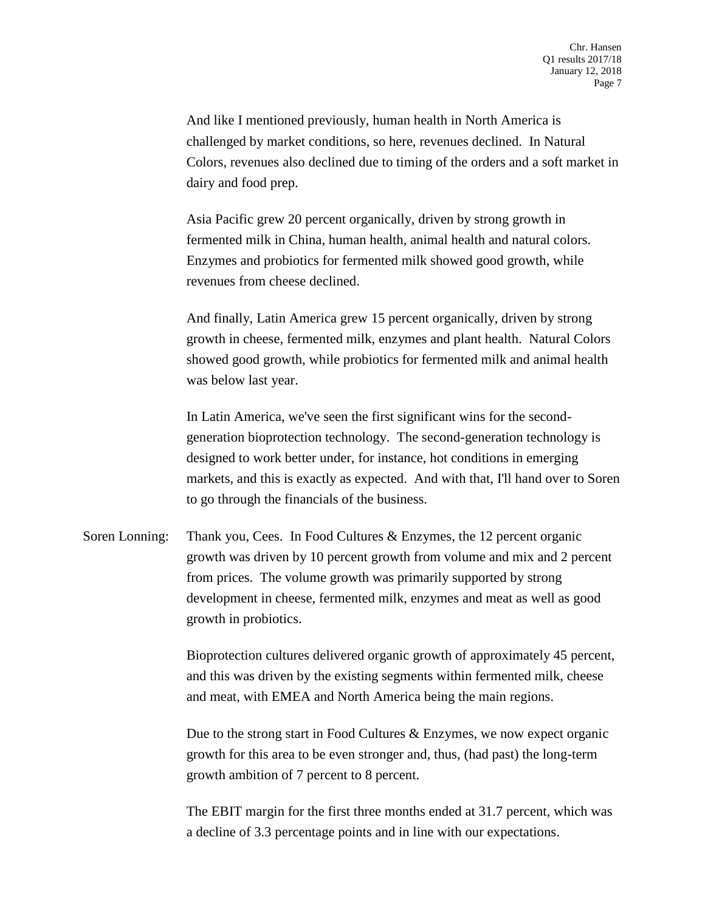And like I mentioned previously, human health in North America is challenged by market conditions, so here, revenues declined. In Natural Colors, revenues also declined due to timing of the orders and a soft market in dairy and food prep.

Asia Pacific grew 20 percent organically, driven by strong growth in fermented milk in China, human health, animal health and natural colors. Enzymes and probiotics for fermented milk showed good growth, while revenues from cheese declined.

And finally, Latin America grew 15 percent organically, driven by strong growth in cheese, fermented milk, enzymes and plant health. Natural Colors showed good growth, while probiotics for fermented milk and animal health was below last year.

In Latin America, we've seen the first significant wins for the second-generation bioprotection technology. The second-generation technology is designed to work better under, for instance, hot conditions in emerging markets, and this is exactly as expected. And with that, I'll hand over to Soren to go through the financials of the business.

Soren Lonning: Thank you, Cees. In Food Cultures & Enzymes, the 12 percent organic growth was driven by 10 percent growth from volume and mix and 2 percent from prices. The volume growth was primarily supported by strong development in cheese, fermented milk, enzymes and meat as well as good growth in probiotics.

Bioprotection cultures delivered organic growth of approximately 45 percent, and this was driven by the existing segments within fermented milk, cheese and meat, with EMEA and North America being the main regions.

Due to the strong start in Food Cultures & Enzymes, we now expect organic growth for this area to be even stronger and, thus, (had past) the long-term growth ambition of 7 percent to 8 percent.

The EBIT margin for the first three months ended at 31.7 percent, which was a decline of 3.3 percentage points and in line with our expectations.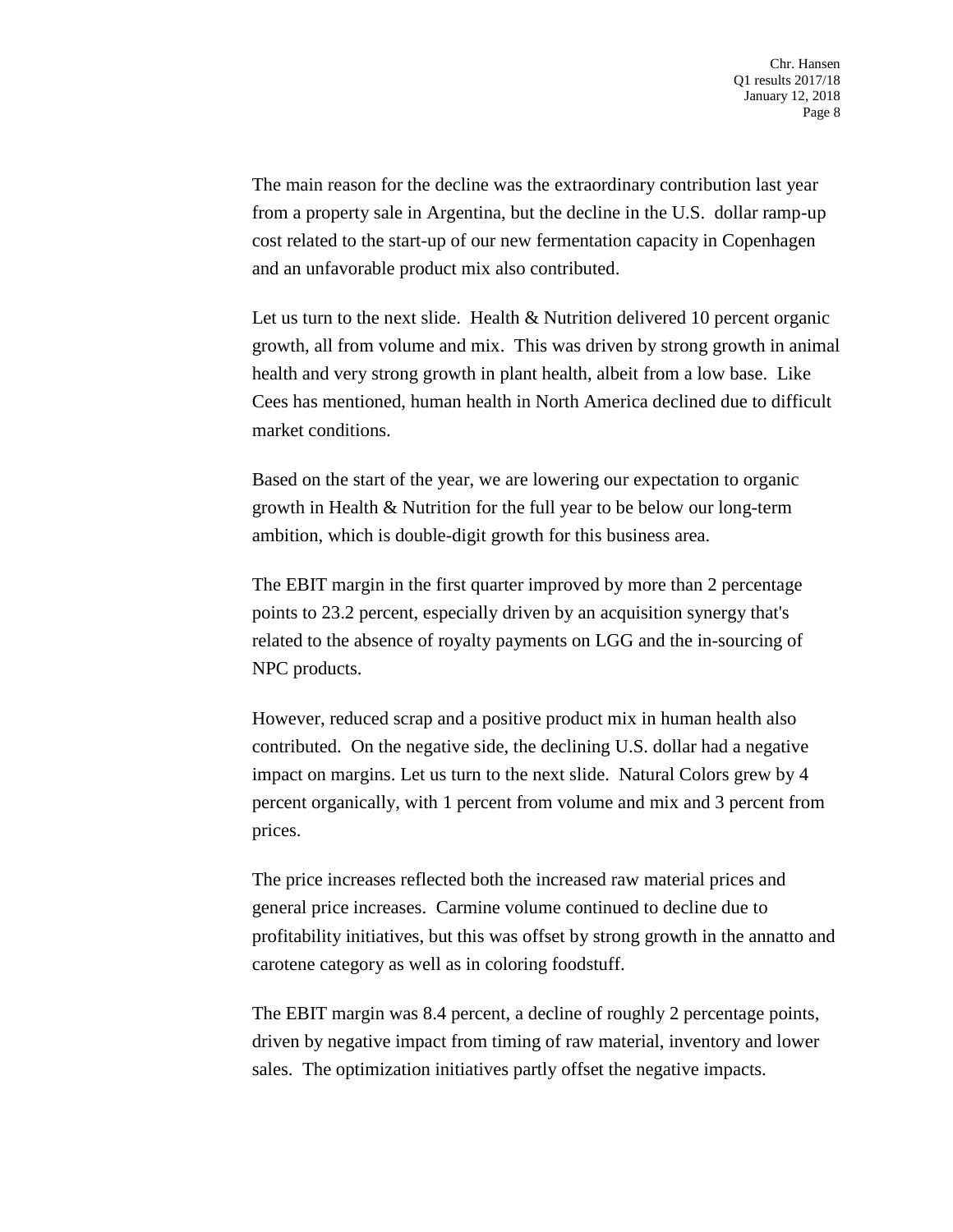The main reason for the decline was the extraordinary contribution last year from a property sale in Argentina, but the decline in the U.S.  dollar ramp-up cost related to the start-up of our new fermentation capacity in Copenhagen and an unfavorable product mix also contributed.

Let us turn to the next slide.  Health & Nutrition delivered 10 percent organic growth, all from volume and mix.  This was driven by strong growth in animal health and very strong growth in plant health, albeit from a low base.  Like Cees has mentioned, human health in North America declined due to difficult market conditions.

Based on the start of the year, we are lowering our expectation to organic growth in Health & Nutrition for the full year to be below our long-term ambition, which is double-digit growth for this business area.

The EBIT margin in the first quarter improved by more than 2 percentage points to 23.2 percent, especially driven by an acquisition synergy that's related to the absence of royalty payments on LGG and the in-sourcing of NPC products.

However, reduced scrap and a positive product mix in human health also contributed.  On the negative side, the declining U.S. dollar had a negative impact on margins. Let us turn to the next slide.  Natural Colors grew by 4 percent organically, with 1 percent from volume and mix and 3 percent from prices.

The price increases reflected both the increased raw material prices and general price increases.  Carmine volume continued to decline due to profitability initiatives, but this was offset by strong growth in the annatto and carotene category as well as in coloring foodstuff.

The EBIT margin was 8.4 percent, a decline of roughly 2 percentage points, driven by negative impact from timing of raw material, inventory and lower sales.  The optimization initiatives partly offset the negative impacts.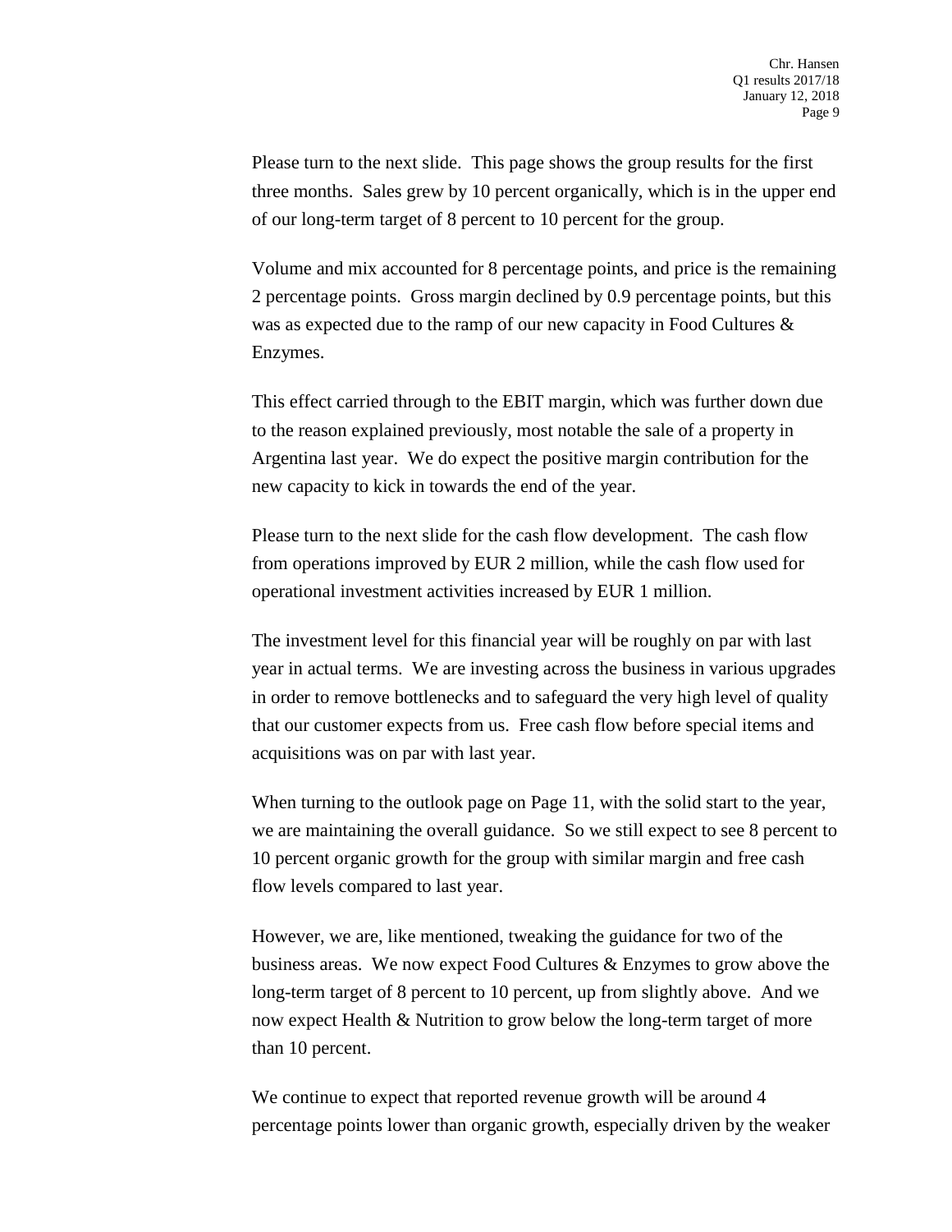Please turn to the next slide. This page shows the group results for the first three months. Sales grew by 10 percent organically, which is in the upper end of our long-term target of 8 percent to 10 percent for the group.

Volume and mix accounted for 8 percentage points, and price is the remaining 2 percentage points. Gross margin declined by 0.9 percentage points, but this was as expected due to the ramp of our new capacity in Food Cultures & Enzymes.

This effect carried through to the EBIT margin, which was further down due to the reason explained previously, most notable the sale of a property in Argentina last year. We do expect the positive margin contribution for the new capacity to kick in towards the end of the year.

Please turn to the next slide for the cash flow development. The cash flow from operations improved by EUR 2 million, while the cash flow used for operational investment activities increased by EUR 1 million.

The investment level for this financial year will be roughly on par with last year in actual terms. We are investing across the business in various upgrades in order to remove bottlenecks and to safeguard the very high level of quality that our customer expects from us. Free cash flow before special items and acquisitions was on par with last year.

When turning to the outlook page on Page 11, with the solid start to the year, we are maintaining the overall guidance. So we still expect to see 8 percent to 10 percent organic growth for the group with similar margin and free cash flow levels compared to last year.

However, we are, like mentioned, tweaking the guidance for two of the business areas. We now expect Food Cultures & Enzymes to grow above the long-term target of 8 percent to 10 percent, up from slightly above. And we now expect Health & Nutrition to grow below the long-term target of more than 10 percent.

We continue to expect that reported revenue growth will be around 4 percentage points lower than organic growth, especially driven by the weaker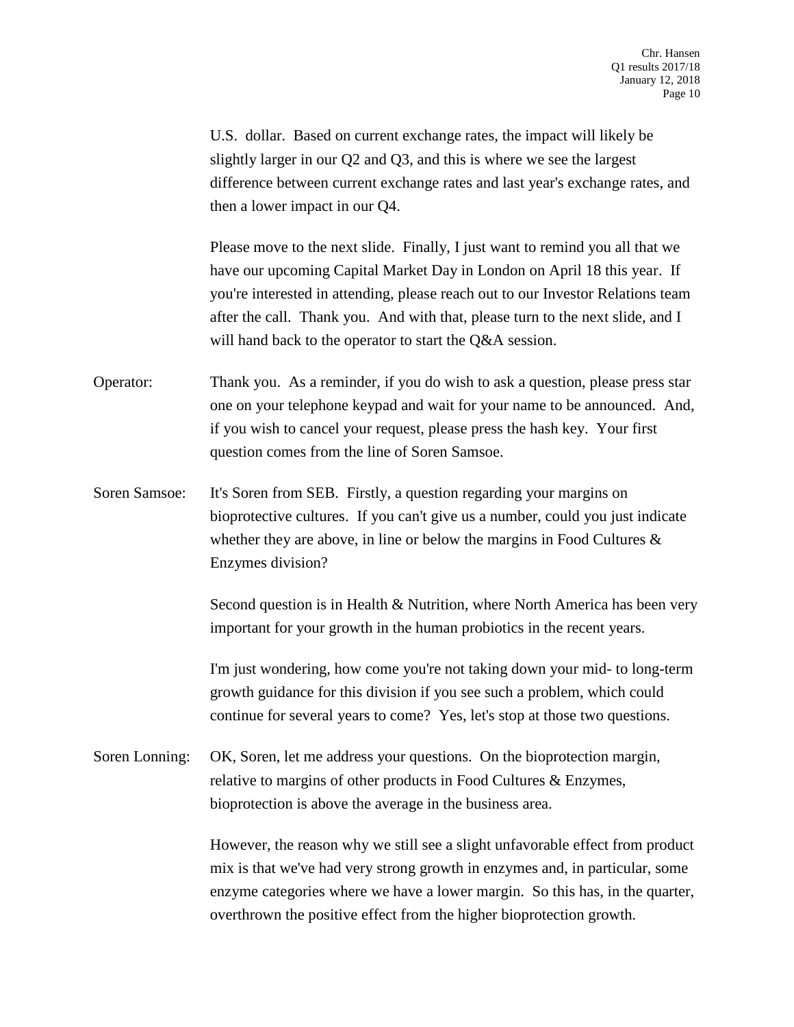U.S. dollar. Based on current exchange rates, the impact will likely be slightly larger in our Q2 and Q3, and this is where we see the largest difference between current exchange rates and last year's exchange rates, and then a lower impact in our Q4.

Please move to the next slide. Finally, I just want to remind you all that we have our upcoming Capital Market Day in London on April 18 this year. If you're interested in attending, please reach out to our Investor Relations team after the call. Thank you. And with that, please turn to the next slide, and I will hand back to the operator to start the Q&A session.

Operator: Thank you. As a reminder, if you do wish to ask a question, please press star one on your telephone keypad and wait for your name to be announced. And, if you wish to cancel your request, please press the hash key. Your first question comes from the line of Soren Samsoe.

Soren Samsoe: It's Soren from SEB. Firstly, a question regarding your margins on bioprotective cultures. If you can't give us a number, could you just indicate whether they are above, in line or below the margins in Food Cultures & Enzymes division?

Second question is in Health & Nutrition, where North America has been very important for your growth in the human probiotics in the recent years.

I'm just wondering, how come you're not taking down your mid- to long-term growth guidance for this division if you see such a problem, which could continue for several years to come? Yes, let's stop at those two questions.

Soren Lonning: OK, Soren, let me address your questions. On the bioprotection margin, relative to margins of other products in Food Cultures & Enzymes, bioprotection is above the average in the business area.

However, the reason why we still see a slight unfavorable effect from product mix is that we've had very strong growth in enzymes and, in particular, some enzyme categories where we have a lower margin. So this has, in the quarter, overthrown the positive effect from the higher bioprotection growth.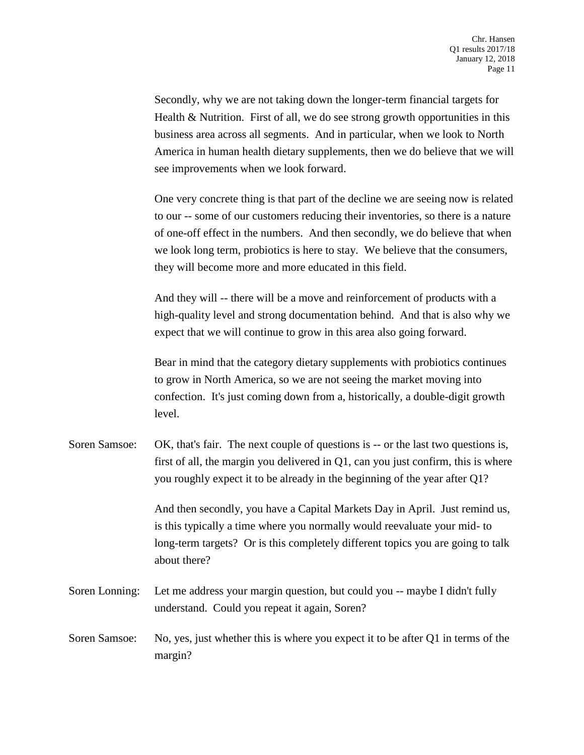Secondly, why we are not taking down the longer-term financial targets for Health & Nutrition. First of all, we do see strong growth opportunities in this business area across all segments. And in particular, when we look to North America in human health dietary supplements, then we do believe that we will see improvements when we look forward.

One very concrete thing is that part of the decline we are seeing now is related to our -- some of our customers reducing their inventories, so there is a nature of one-off effect in the numbers. And then secondly, we do believe that when we look long term, probiotics is here to stay. We believe that the consumers, they will become more and more educated in this field.

And they will -- there will be a move and reinforcement of products with a high-quality level and strong documentation behind. And that is also why we expect that we will continue to grow in this area also going forward.

Bear in mind that the category dietary supplements with probiotics continues to grow in North America, so we are not seeing the market moving into confection. It's just coming down from a, historically, a double-digit growth level.

Soren Samsoe: OK, that's fair. The next couple of questions is -- or the last two questions is, first of all, the margin you delivered in Q1, can you just confirm, this is where you roughly expect it to be already in the beginning of the year after Q1?

And then secondly, you have a Capital Markets Day in April. Just remind us, is this typically a time where you normally would reevaluate your mid- to long-term targets? Or is this completely different topics you are going to talk about there?

Soren Lonning: Let me address your margin question, but could you -- maybe I didn't fully understand. Could you repeat it again, Soren?

Soren Samsoe: No, yes, just whether this is where you expect it to be after Q1 in terms of the margin?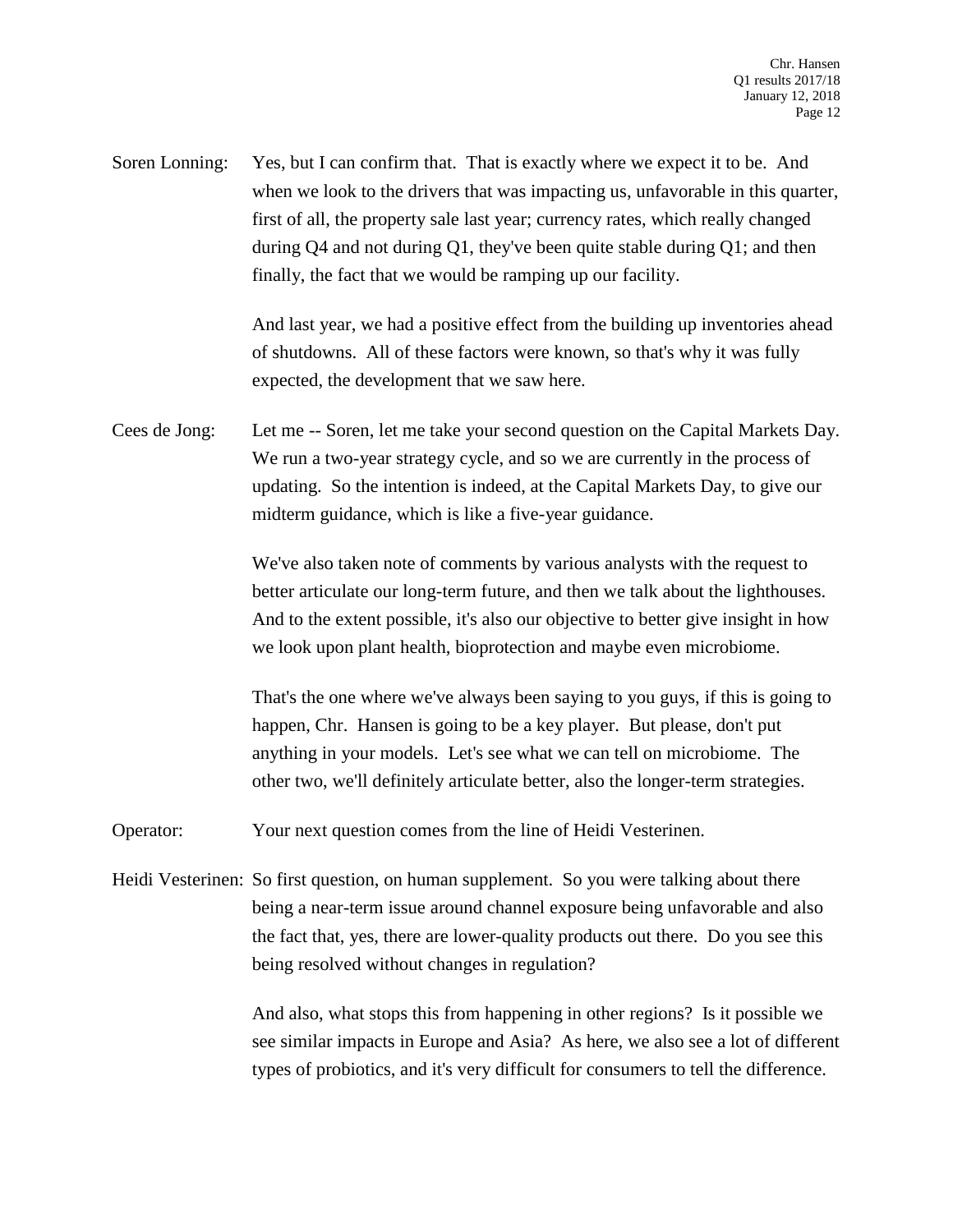Soren Lonning: Yes, but I can confirm that. That is exactly where we expect it to be. And when we look to the drivers that was impacting us, unfavorable in this quarter, first of all, the property sale last year; currency rates, which really changed during Q4 and not during Q1, they've been quite stable during Q1; and then finally, the fact that we would be ramping up our facility.

And last year, we had a positive effect from the building up inventories ahead of shutdowns. All of these factors were known, so that's why it was fully expected, the development that we saw here.

Cees de Jong: Let me -- Soren, let me take your second question on the Capital Markets Day. We run a two-year strategy cycle, and so we are currently in the process of updating. So the intention is indeed, at the Capital Markets Day, to give our midterm guidance, which is like a five-year guidance.

We've also taken note of comments by various analysts with the request to better articulate our long-term future, and then we talk about the lighthouses. And to the extent possible, it's also our objective to better give insight in how we look upon plant health, bioprotection and maybe even microbiome.

That's the one where we've always been saying to you guys, if this is going to happen, Chr. Hansen is going to be a key player. But please, don't put anything in your models. Let's see what we can tell on microbiome. The other two, we'll definitely articulate better, also the longer-term strategies.

Operator: Your next question comes from the line of Heidi Vesterinen.

Heidi Vesterinen: So first question, on human supplement. So you were talking about there being a near-term issue around channel exposure being unfavorable and also the fact that, yes, there are lower-quality products out there. Do you see this being resolved without changes in regulation?

And also, what stops this from happening in other regions? Is it possible we see similar impacts in Europe and Asia? As here, we also see a lot of different types of probiotics, and it's very difficult for consumers to tell the difference.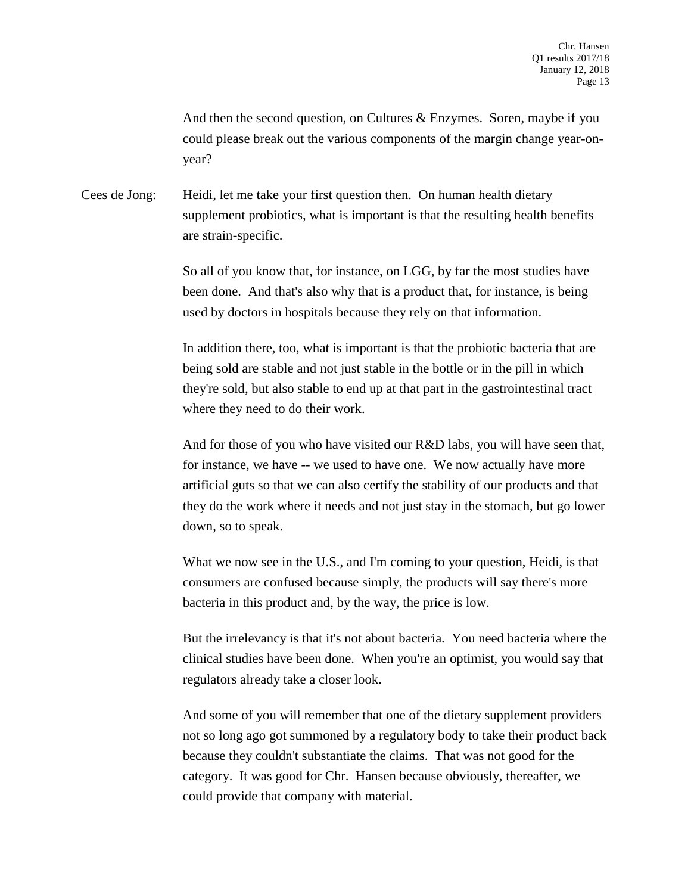And then the second question, on Cultures & Enzymes. Soren, maybe if you could please break out the various components of the margin change year-on-year?

Cees de Jong: Heidi, let me take your first question then. On human health dietary supplement probiotics, what is important is that the resulting health benefits are strain-specific.

So all of you know that, for instance, on LGG, by far the most studies have been done. And that's also why that is a product that, for instance, is being used by doctors in hospitals because they rely on that information.

In addition there, too, what is important is that the probiotic bacteria that are being sold are stable and not just stable in the bottle or in the pill in which they're sold, but also stable to end up at that part in the gastrointestinal tract where they need to do their work.

And for those of you who have visited our R&D labs, you will have seen that, for instance, we have -- we used to have one. We now actually have more artificial guts so that we can also certify the stability of our products and that they do the work where it needs and not just stay in the stomach, but go lower down, so to speak.

What we now see in the U.S., and I'm coming to your question, Heidi, is that consumers are confused because simply, the products will say there's more bacteria in this product and, by the way, the price is low.

But the irrelevancy is that it's not about bacteria. You need bacteria where the clinical studies have been done. When you're an optimist, you would say that regulators already take a closer look.

And some of you will remember that one of the dietary supplement providers not so long ago got summoned by a regulatory body to take their product back because they couldn't substantiate the claims. That was not good for the category. It was good for Chr. Hansen because obviously, thereafter, we could provide that company with material.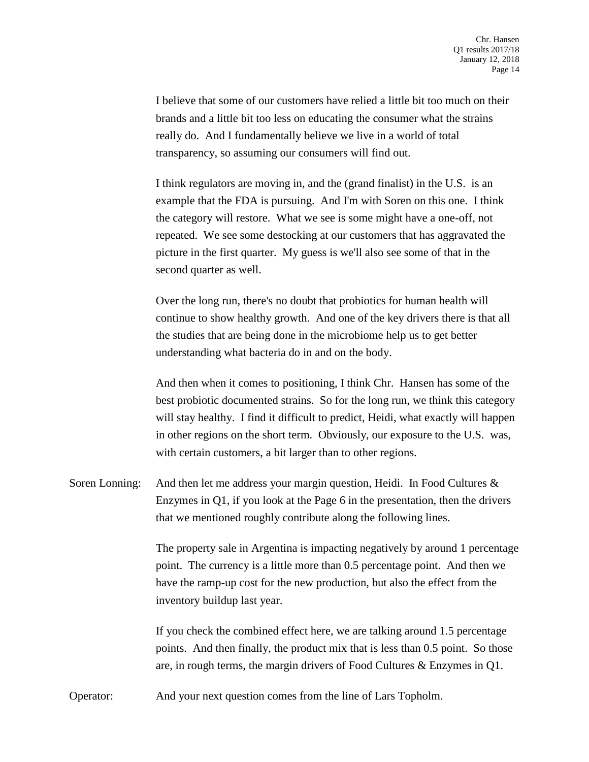I believe that some of our customers have relied a little bit too much on their brands and a little bit too less on educating the consumer what the strains really do. And I fundamentally believe we live in a world of total transparency, so assuming our consumers will find out.

I think regulators are moving in, and the (grand finalist) in the U.S. is an example that the FDA is pursuing. And I'm with Soren on this one. I think the category will restore. What we see is some might have a one-off, not repeated. We see some destocking at our customers that has aggravated the picture in the first quarter. My guess is we'll also see some of that in the second quarter as well.

Over the long run, there's no doubt that probiotics for human health will continue to show healthy growth. And one of the key drivers there is that all the studies that are being done in the microbiome help us to get better understanding what bacteria do in and on the body.

And then when it comes to positioning, I think Chr. Hansen has some of the best probiotic documented strains. So for the long run, we think this category will stay healthy. I find it difficult to predict, Heidi, what exactly will happen in other regions on the short term. Obviously, our exposure to the U.S. was, with certain customers, a bit larger than to other regions.

Soren Lonning: And then let me address your margin question, Heidi. In Food Cultures & Enzymes in Q1, if you look at the Page 6 in the presentation, then the drivers that we mentioned roughly contribute along the following lines.

The property sale in Argentina is impacting negatively by around 1 percentage point. The currency is a little more than 0.5 percentage point. And then we have the ramp-up cost for the new production, but also the effect from the inventory buildup last year.

If you check the combined effect here, we are talking around 1.5 percentage points. And then finally, the product mix that is less than 0.5 point. So those are, in rough terms, the margin drivers of Food Cultures & Enzymes in Q1.

Operator: And your next question comes from the line of Lars Topholm.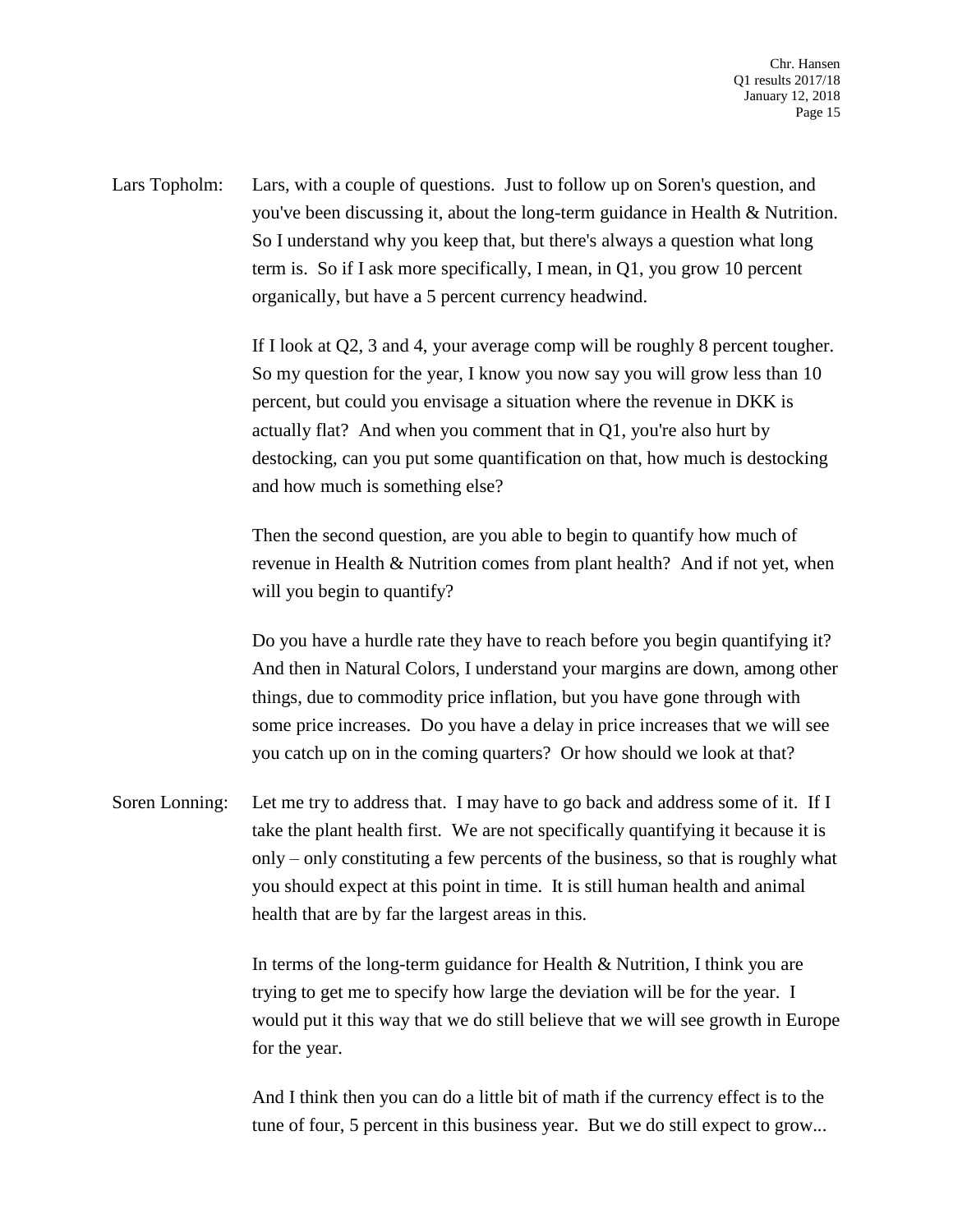Lars Topholm: Lars, with a couple of questions. Just to follow up on Soren's question, and you've been discussing it, about the long-term guidance in Health & Nutrition. So I understand why you keep that, but there's always a question what long term is. So if I ask more specifically, I mean, in Q1, you grow 10 percent organically, but have a 5 percent currency headwind.

If I look at Q2, 3 and 4, your average comp will be roughly 8 percent tougher. So my question for the year, I know you now say you will grow less than 10 percent, but could you envisage a situation where the revenue in DKK is actually flat? And when you comment that in Q1, you're also hurt by destocking, can you put some quantification on that, how much is destocking and how much is something else?

Then the second question, are you able to begin to quantify how much of revenue in Health & Nutrition comes from plant health? And if not yet, when will you begin to quantify?

Do you have a hurdle rate they have to reach before you begin quantifying it? And then in Natural Colors, I understand your margins are down, among other things, due to commodity price inflation, but you have gone through with some price increases. Do you have a delay in price increases that we will see you catch up on in the coming quarters? Or how should we look at that?

Soren Lonning: Let me try to address that. I may have to go back and address some of it. If I take the plant health first. We are not specifically quantifying it because it is only – only constituting a few percents of the business, so that is roughly what you should expect at this point in time. It is still human health and animal health that are by far the largest areas in this.

In terms of the long-term guidance for Health & Nutrition, I think you are trying to get me to specify how large the deviation will be for the year. I would put it this way that we do still believe that we will see growth in Europe for the year.

And I think then you can do a little bit of math if the currency effect is to the tune of four, 5 percent in this business year. But we do still expect to grow...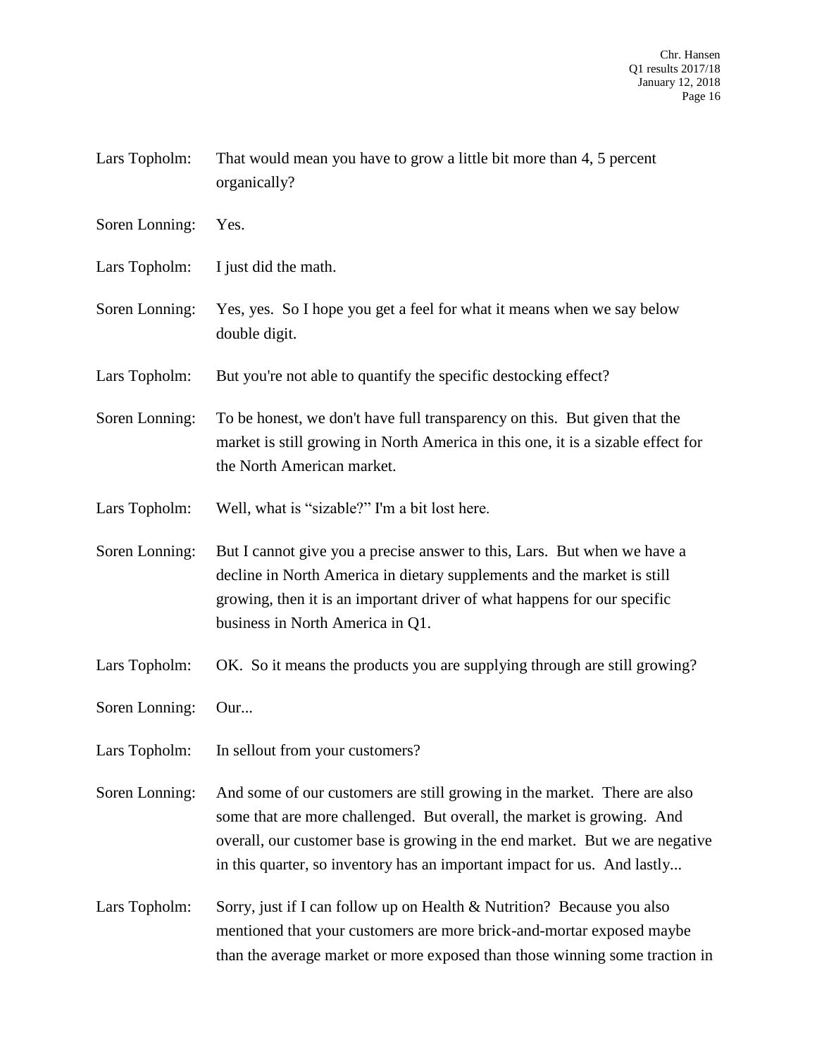Lars Topholm: That would mean you have to grow a little bit more than 4, 5 percent organically?

Soren Lonning: Yes.

Lars Topholm: I just did the math.

Soren Lonning: Yes, yes. So I hope you get a feel for what it means when we say below double digit.

Lars Topholm: But you're not able to quantify the specific destocking effect?

Soren Lonning: To be honest, we don't have full transparency on this. But given that the market is still growing in North America in this one, it is a sizable effect for the North American market.

Lars Topholm: Well, what is "sizable?" I'm a bit lost here.

Soren Lonning: But I cannot give you a precise answer to this, Lars. But when we have a decline in North America in dietary supplements and the market is still growing, then it is an important driver of what happens for our specific business in North America in Q1.

Lars Topholm: OK. So it means the products you are supplying through are still growing?

Soren Lonning: Our...

Lars Topholm: In sellout from your customers?

Soren Lonning: And some of our customers are still growing in the market. There are also some that are more challenged. But overall, the market is growing. And overall, our customer base is growing in the end market. But we are negative in this quarter, so inventory has an important impact for us. And lastly...

Lars Topholm: Sorry, just if I can follow up on Health & Nutrition? Because you also mentioned that your customers are more brick-and-mortar exposed maybe than the average market or more exposed than those winning some traction in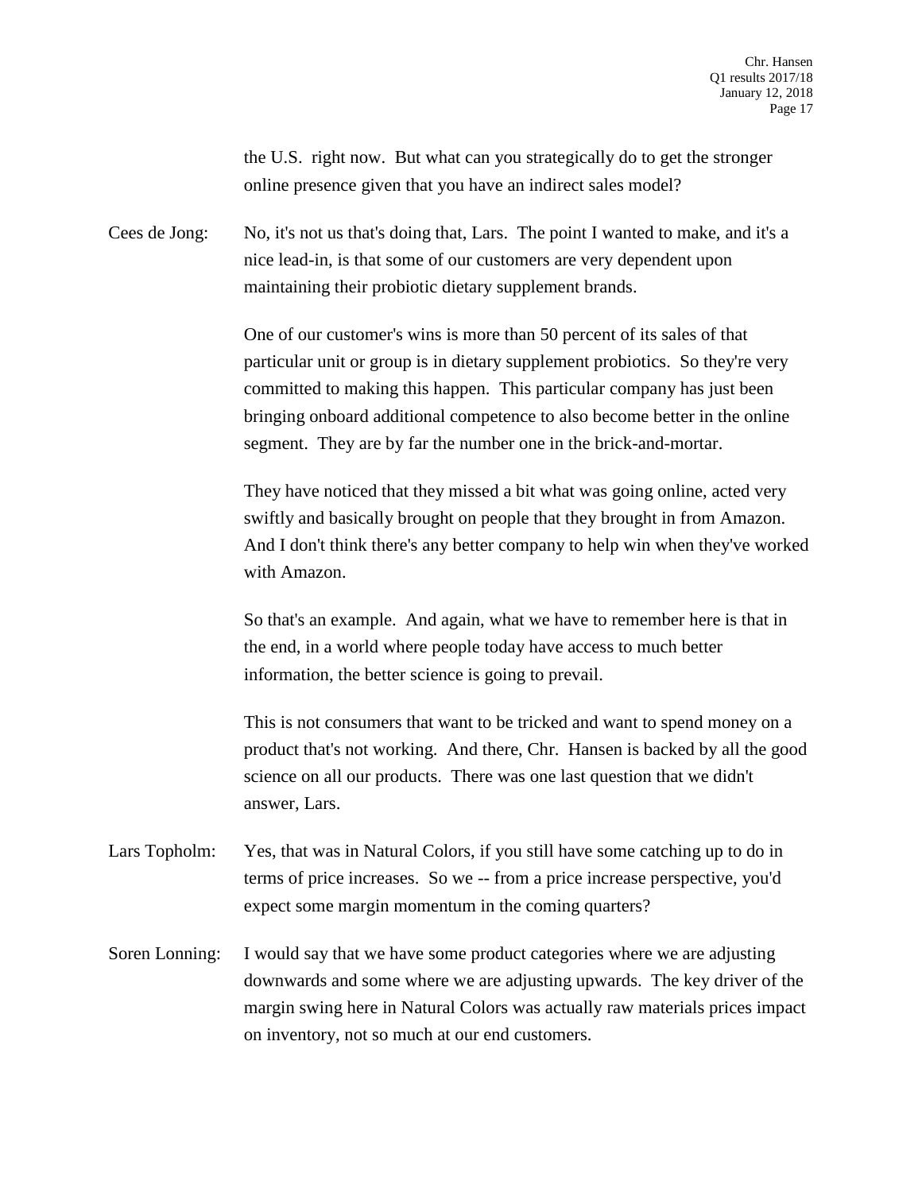the U.S. right now. But what can you strategically do to get the stronger online presence given that you have an indirect sales model?

Cees de Jong: No, it's not us that's doing that, Lars. The point I wanted to make, and it's a nice lead-in, is that some of our customers are very dependent upon maintaining their probiotic dietary supplement brands.

One of our customer's wins is more than 50 percent of its sales of that particular unit or group is in dietary supplement probiotics. So they're very committed to making this happen. This particular company has just been bringing onboard additional competence to also become better in the online segment. They are by far the number one in the brick-and-mortar.

They have noticed that they missed a bit what was going online, acted very swiftly and basically brought on people that they brought in from Amazon. And I don't think there's any better company to help win when they've worked with Amazon.

So that's an example. And again, what we have to remember here is that in the end, in a world where people today have access to much better information, the better science is going to prevail.

This is not consumers that want to be tricked and want to spend money on a product that's not working. And there, Chr. Hansen is backed by all the good science on all our products. There was one last question that we didn't answer, Lars.

Lars Topholm: Yes, that was in Natural Colors, if you still have some catching up to do in terms of price increases. So we -- from a price increase perspective, you'd expect some margin momentum in the coming quarters?

Soren Lonning: I would say that we have some product categories where we are adjusting downwards and some where we are adjusting upwards. The key driver of the margin swing here in Natural Colors was actually raw materials prices impact on inventory, not so much at our end customers.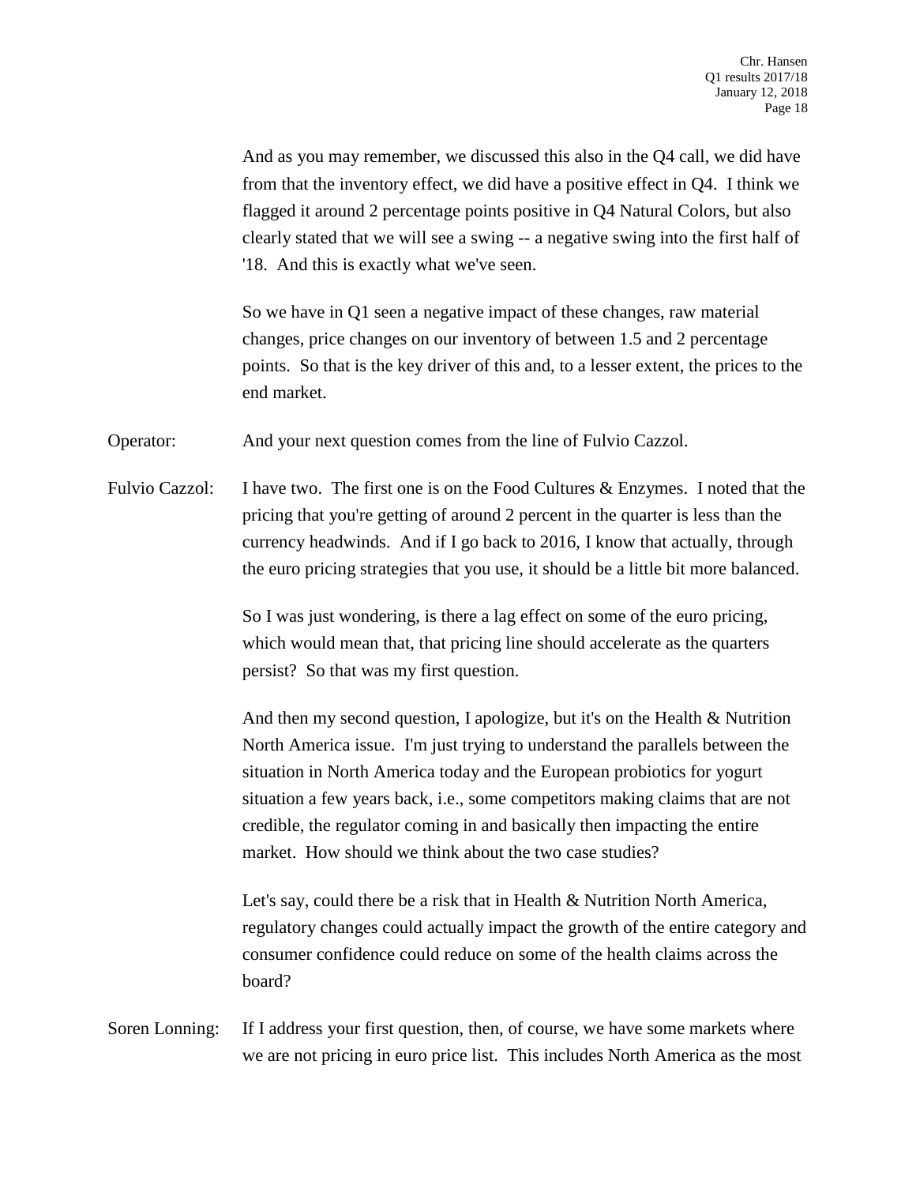And as you may remember, we discussed this also in the Q4 call, we did have from that the inventory effect, we did have a positive effect in Q4. I think we flagged it around 2 percentage points positive in Q4 Natural Colors, but also clearly stated that we will see a swing -- a negative swing into the first half of '18. And this is exactly what we've seen.

So we have in Q1 seen a negative impact of these changes, raw material changes, price changes on our inventory of between 1.5 and 2 percentage points. So that is the key driver of this and, to a lesser extent, the prices to the end market.

Operator: And your next question comes from the line of Fulvio Cazzol.

Fulvio Cazzol: I have two. The first one is on the Food Cultures & Enzymes. I noted that the pricing that you're getting of around 2 percent in the quarter is less than the currency headwinds. And if I go back to 2016, I know that actually, through the euro pricing strategies that you use, it should be a little bit more balanced.

So I was just wondering, is there a lag effect on some of the euro pricing, which would mean that, that pricing line should accelerate as the quarters persist? So that was my first question.

And then my second question, I apologize, but it's on the Health & Nutrition North America issue. I'm just trying to understand the parallels between the situation in North America today and the European probiotics for yogurt situation a few years back, i.e., some competitors making claims that are not credible, the regulator coming in and basically then impacting the entire market. How should we think about the two case studies?

Let's say, could there be a risk that in Health & Nutrition North America, regulatory changes could actually impact the growth of the entire category and consumer confidence could reduce on some of the health claims across the board?

Soren Lonning: If I address your first question, then, of course, we have some markets where we are not pricing in euro price list. This includes North America as the most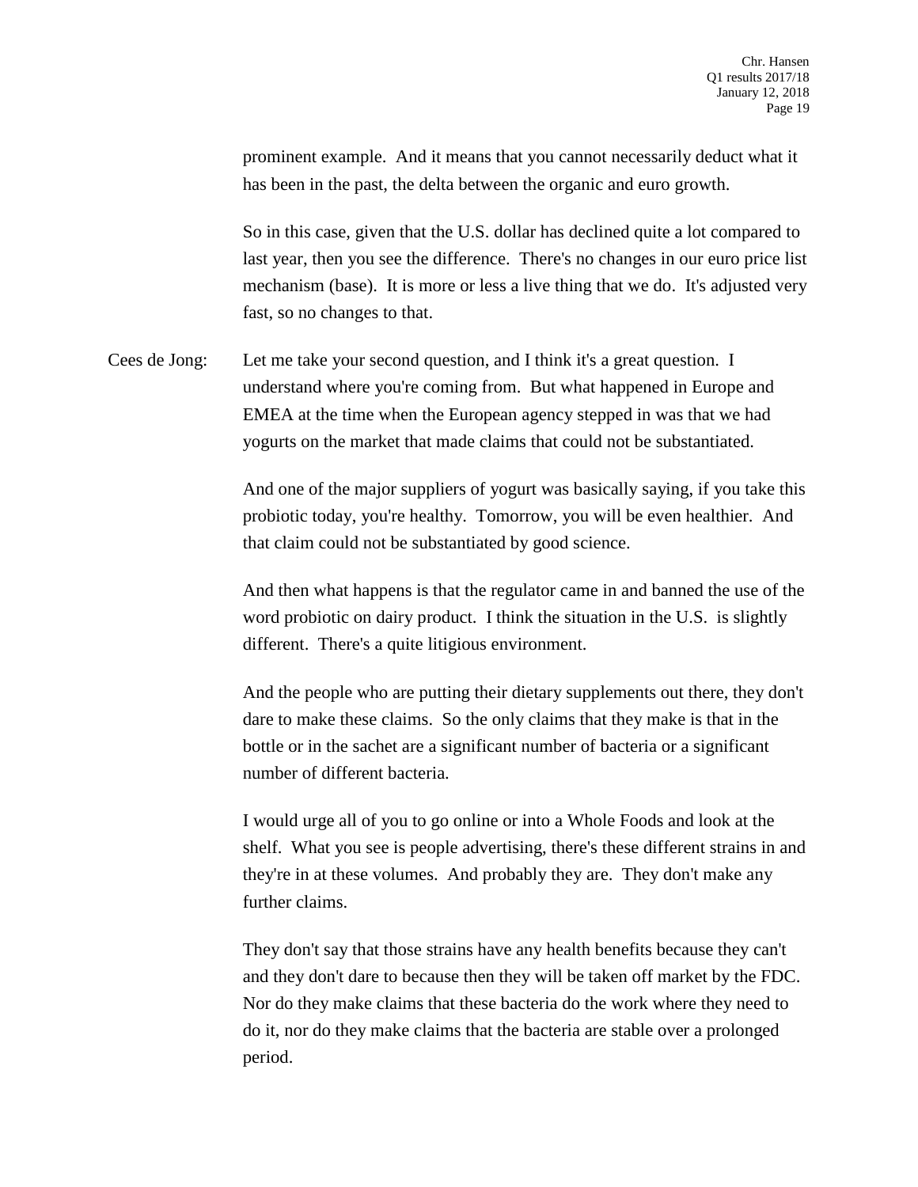prominent example. And it means that you cannot necessarily deduct what it has been in the past, the delta between the organic and euro growth.

So in this case, given that the U.S. dollar has declined quite a lot compared to last year, then you see the difference. There's no changes in our euro price list mechanism (base). It is more or less a live thing that we do. It's adjusted very fast, so no changes to that.

Cees de Jong: Let me take your second question, and I think it's a great question. I understand where you're coming from. But what happened in Europe and EMEA at the time when the European agency stepped in was that we had yogurts on the market that made claims that could not be substantiated.

And one of the major suppliers of yogurt was basically saying, if you take this probiotic today, you're healthy. Tomorrow, you will be even healthier. And that claim could not be substantiated by good science.

And then what happens is that the regulator came in and banned the use of the word probiotic on dairy product. I think the situation in the U.S. is slightly different. There's a quite litigious environment.

And the people who are putting their dietary supplements out there, they don't dare to make these claims. So the only claims that they make is that in the bottle or in the sachet are a significant number of bacteria or a significant number of different bacteria.

I would urge all of you to go online or into a Whole Foods and look at the shelf. What you see is people advertising, there's these different strains in and they're in at these volumes. And probably they are. They don't make any further claims.

They don't say that those strains have any health benefits because they can't and they don't dare to because then they will be taken off market by the FDC. Nor do they make claims that these bacteria do the work where they need to do it, nor do they make claims that the bacteria are stable over a prolonged period.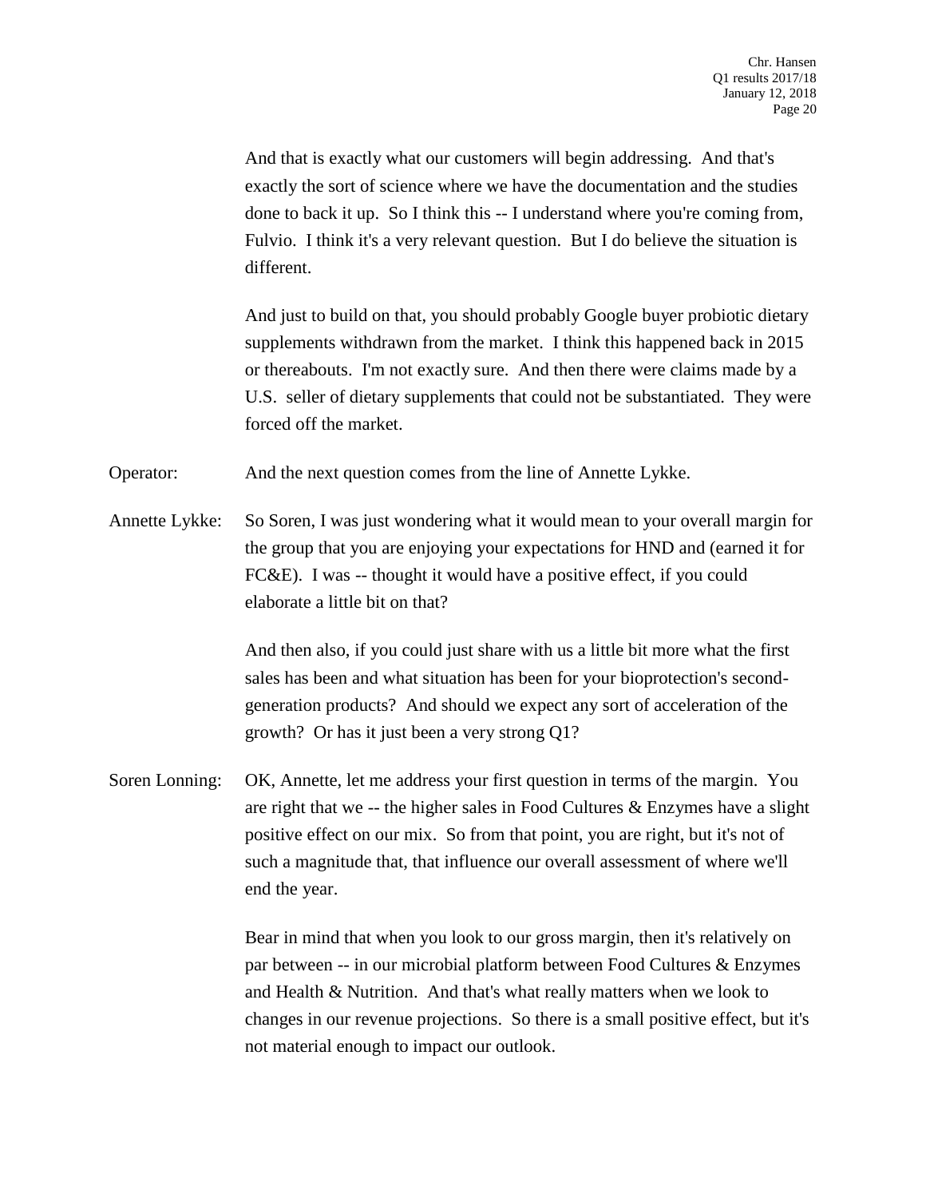And that is exactly what our customers will begin addressing. And that's exactly the sort of science where we have the documentation and the studies done to back it up. So I think this -- I understand where you're coming from, Fulvio. I think it's a very relevant question. But I do believe the situation is different.

And just to build on that, you should probably Google buyer probiotic dietary supplements withdrawn from the market. I think this happened back in 2015 or thereabouts. I'm not exactly sure. And then there were claims made by a U.S. seller of dietary supplements that could not be substantiated. They were forced off the market.

Operator: And the next question comes from the line of Annette Lykke.

Annette Lykke: So Soren, I was just wondering what it would mean to your overall margin for the group that you are enjoying your expectations for HND and (earned it for FC&E). I was -- thought it would have a positive effect, if you could elaborate a little bit on that?

And then also, if you could just share with us a little bit more what the first sales has been and what situation has been for your bioprotection's second-generation products? And should we expect any sort of acceleration of the growth? Or has it just been a very strong Q1?

Soren Lonning: OK, Annette, let me address your first question in terms of the margin. You are right that we -- the higher sales in Food Cultures & Enzymes have a slight positive effect on our mix. So from that point, you are right, but it's not of such a magnitude that, that influence our overall assessment of where we'll end the year.

Bear in mind that when you look to our gross margin, then it's relatively on par between -- in our microbial platform between Food Cultures & Enzymes and Health & Nutrition. And that's what really matters when we look to changes in our revenue projections. So there is a small positive effect, but it's not material enough to impact our outlook.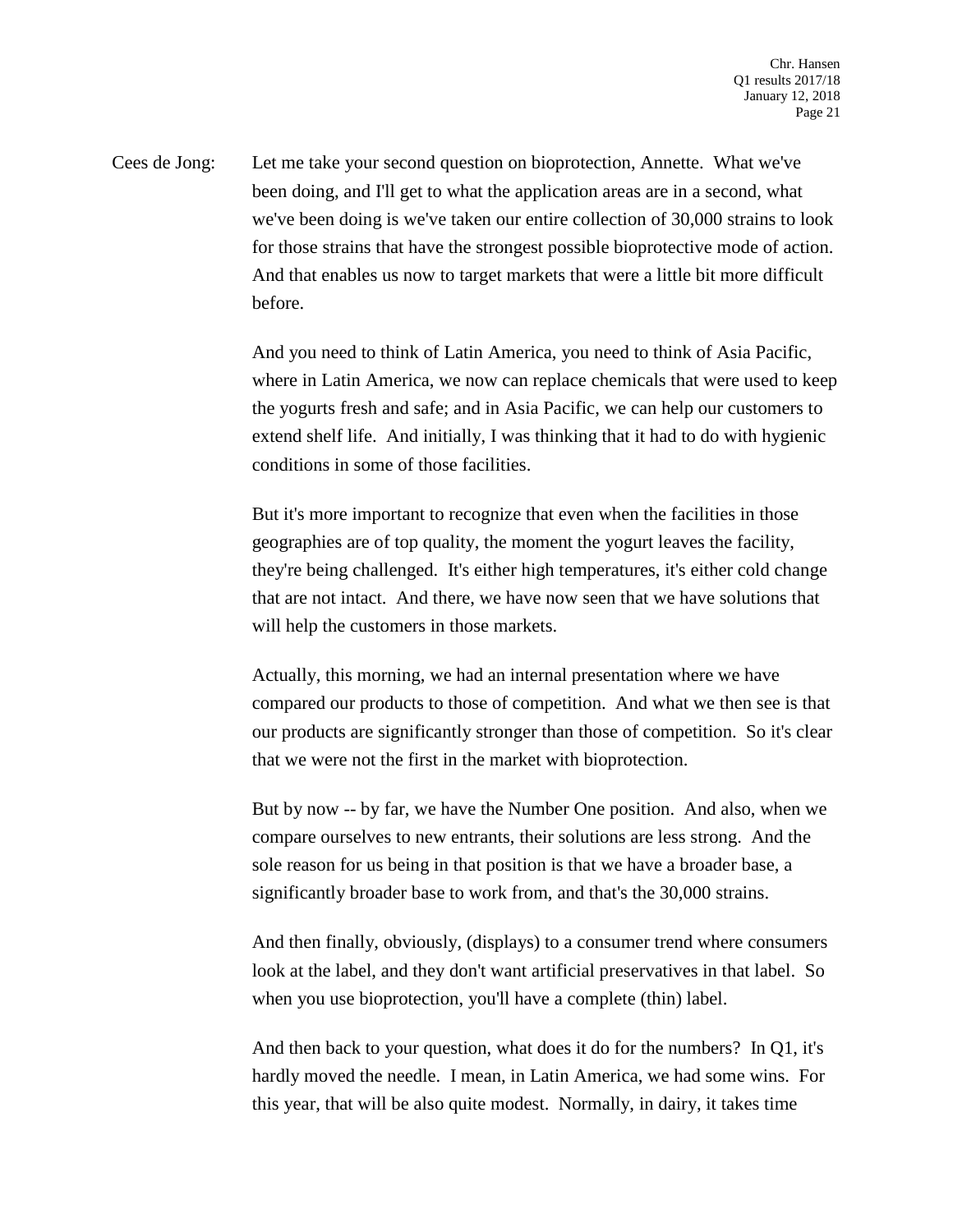Cees de Jong: Let me take your second question on bioprotection, Annette. What we've been doing, and I'll get to what the application areas are in a second, what we've been doing is we've taken our entire collection of 30,000 strains to look for those strains that have the strongest possible bioprotective mode of action. And that enables us now to target markets that were a little bit more difficult before.

And you need to think of Latin America, you need to think of Asia Pacific, where in Latin America, we now can replace chemicals that were used to keep the yogurts fresh and safe; and in Asia Pacific, we can help our customers to extend shelf life. And initially, I was thinking that it had to do with hygienic conditions in some of those facilities.

But it's more important to recognize that even when the facilities in those geographies are of top quality, the moment the yogurt leaves the facility, they're being challenged. It's either high temperatures, it's either cold change that are not intact. And there, we have now seen that we have solutions that will help the customers in those markets.

Actually, this morning, we had an internal presentation where we have compared our products to those of competition. And what we then see is that our products are significantly stronger than those of competition. So it's clear that we were not the first in the market with bioprotection.

But by now -- by far, we have the Number One position. And also, when we compare ourselves to new entrants, their solutions are less strong. And the sole reason for us being in that position is that we have a broader base, a significantly broader base to work from, and that's the 30,000 strains.

And then finally, obviously, (displays) to a consumer trend where consumers look at the label, and they don't want artificial preservatives in that label. So when you use bioprotection, you'll have a complete (thin) label.

And then back to your question, what does it do for the numbers? In Q1, it's hardly moved the needle. I mean, in Latin America, we had some wins. For this year, that will be also quite modest. Normally, in dairy, it takes time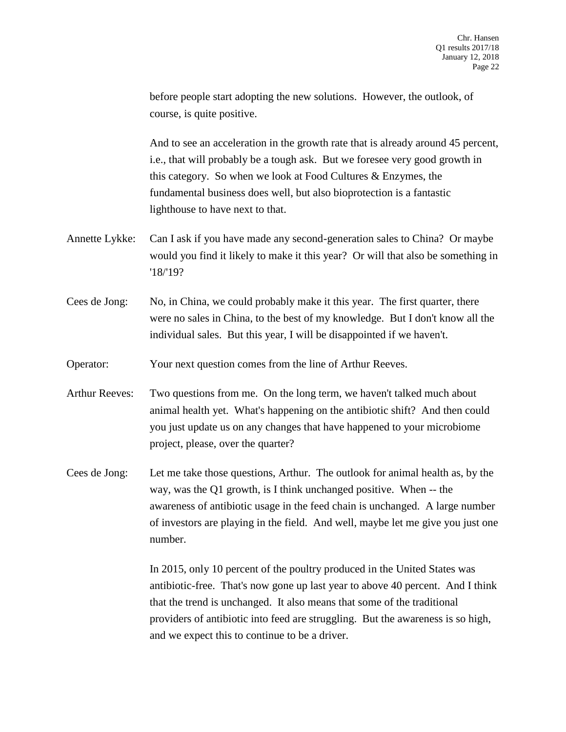before people start adopting the new solutions. However, the outlook, of course, is quite positive.

And to see an acceleration in the growth rate that is already around 45 percent, i.e., that will probably be a tough ask. But we foresee very good growth in this category. So when we look at Food Cultures & Enzymes, the fundamental business does well, but also bioprotection is a fantastic lighthouse to have next to that.

Annette Lykke: Can I ask if you have made any second-generation sales to China? Or maybe would you find it likely to make it this year? Or will that also be something in '18/'19?

Cees de Jong: No, in China, we could probably make it this year. The first quarter, there were no sales in China, to the best of my knowledge. But I don't know all the individual sales. But this year, I will be disappointed if we haven't.

Operator: Your next question comes from the line of Arthur Reeves.

Arthur Reeves: Two questions from me. On the long term, we haven't talked much about animal health yet. What's happening on the antibiotic shift? And then could you just update us on any changes that have happened to your microbiome project, please, over the quarter?

Cees de Jong: Let me take those questions, Arthur. The outlook for animal health as, by the way, was the Q1 growth, is I think unchanged positive. When -- the awareness of antibiotic usage in the feed chain is unchanged. A large number of investors are playing in the field. And well, maybe let me give you just one number.

In 2015, only 10 percent of the poultry produced in the United States was antibiotic-free. That's now gone up last year to above 40 percent. And I think that the trend is unchanged. It also means that some of the traditional providers of antibiotic into feed are struggling. But the awareness is so high, and we expect this to continue to be a driver.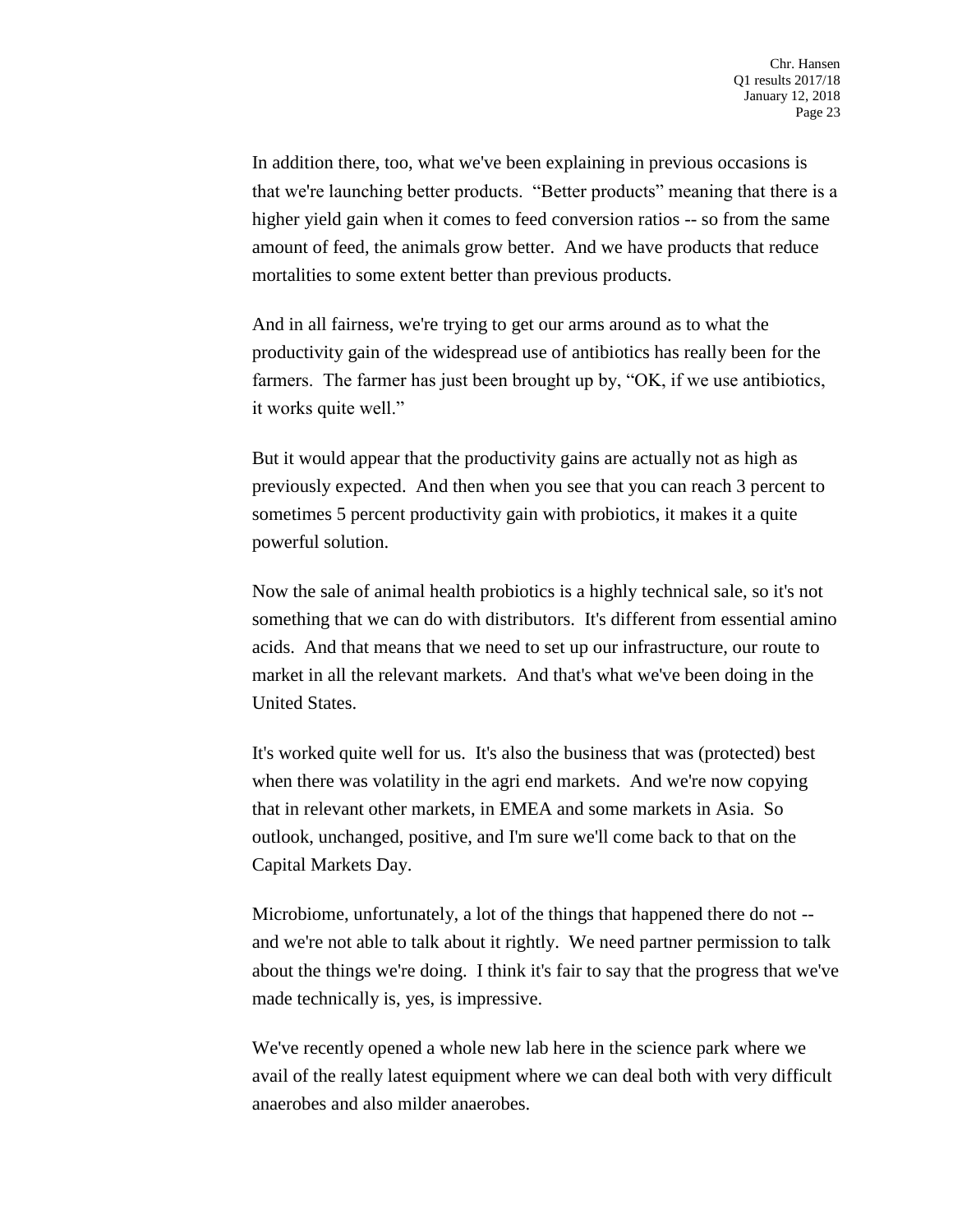In addition there, too, what we've been explaining in previous occasions is that we're launching better products. "Better products" meaning that there is a higher yield gain when it comes to feed conversion ratios -- so from the same amount of feed, the animals grow better. And we have products that reduce mortalities to some extent better than previous products.

And in all fairness, we're trying to get our arms around as to what the productivity gain of the widespread use of antibiotics has really been for the farmers. The farmer has just been brought up by, "OK, if we use antibiotics, it works quite well."

But it would appear that the productivity gains are actually not as high as previously expected. And then when you see that you can reach 3 percent to sometimes 5 percent productivity gain with probiotics, it makes it a quite powerful solution.

Now the sale of animal health probiotics is a highly technical sale, so it's not something that we can do with distributors. It's different from essential amino acids. And that means that we need to set up our infrastructure, our route to market in all the relevant markets. And that's what we've been doing in the United States.

It's worked quite well for us. It's also the business that was (protected) best when there was volatility in the agri end markets. And we're now copying that in relevant other markets, in EMEA and some markets in Asia. So outlook, unchanged, positive, and I'm sure we'll come back to that on the Capital Markets Day.

Microbiome, unfortunately, a lot of the things that happened there do not -- and we're not able to talk about it rightly. We need partner permission to talk about the things we're doing. I think it's fair to say that the progress that we've made technically is, yes, is impressive.

We've recently opened a whole new lab here in the science park where we avail of the really latest equipment where we can deal both with very difficult anaerobes and also milder anaerobes.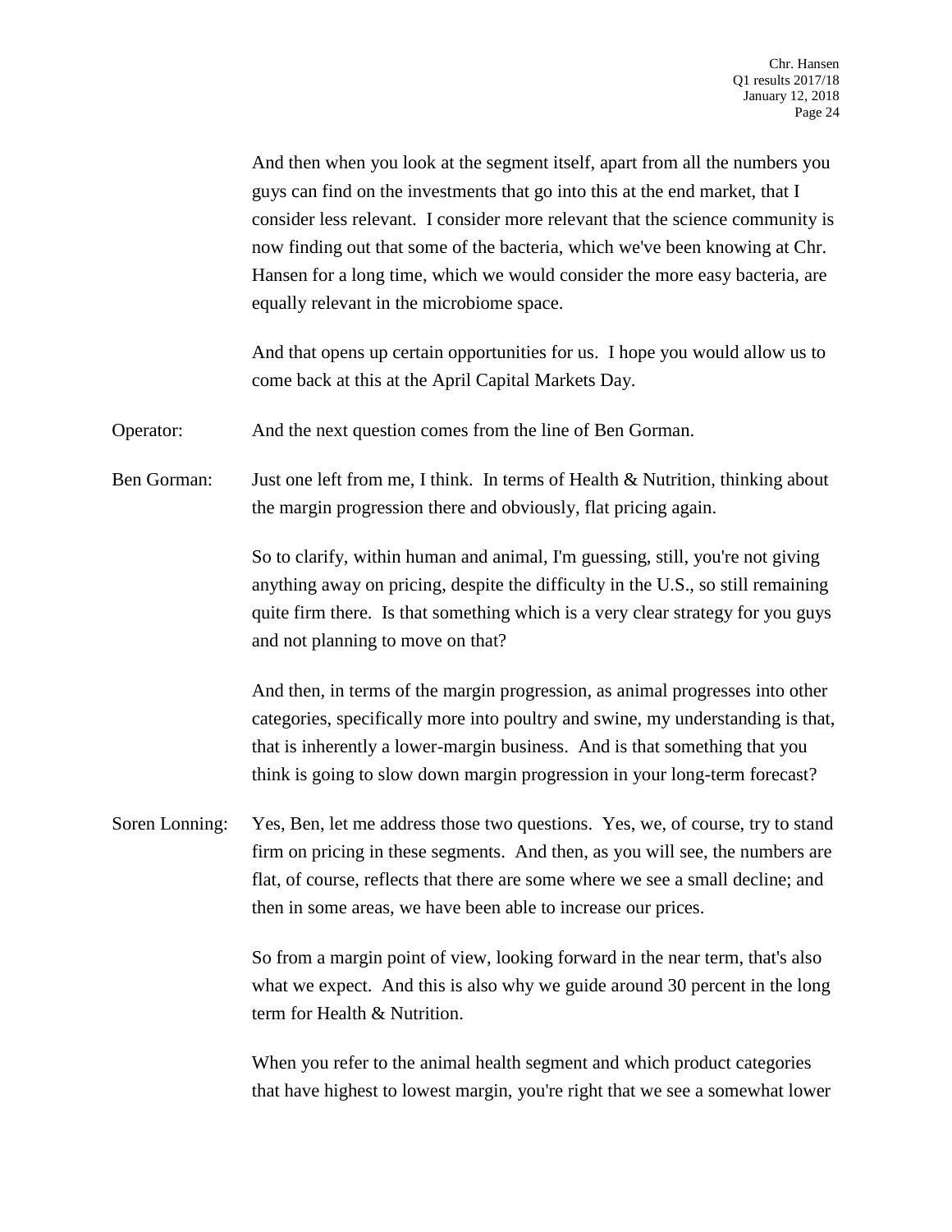And then when you look at the segment itself, apart from all the numbers you guys can find on the investments that go into this at the end market, that I consider less relevant. I consider more relevant that the science community is now finding out that some of the bacteria, which we've been knowing at Chr. Hansen for a long time, which we would consider the more easy bacteria, are equally relevant in the microbiome space.

And that opens up certain opportunities for us. I hope you would allow us to come back at this at the April Capital Markets Day.

Operator: And the next question comes from the line of Ben Gorman.

Ben Gorman: Just one left from me, I think. In terms of Health & Nutrition, thinking about the margin progression there and obviously, flat pricing again.

So to clarify, within human and animal, I'm guessing, still, you're not giving anything away on pricing, despite the difficulty in the U.S., so still remaining quite firm there. Is that something which is a very clear strategy for you guys and not planning to move on that?

And then, in terms of the margin progression, as animal progresses into other categories, specifically more into poultry and swine, my understanding is that, that is inherently a lower-margin business. And is that something that you think is going to slow down margin progression in your long-term forecast?

Soren Lonning: Yes, Ben, let me address those two questions. Yes, we, of course, try to stand firm on pricing in these segments. And then, as you will see, the numbers are flat, of course, reflects that there are some where we see a small decline; and then in some areas, we have been able to increase our prices.

So from a margin point of view, looking forward in the near term, that's also what we expect. And this is also why we guide around 30 percent in the long term for Health & Nutrition.

When you refer to the animal health segment and which product categories that have highest to lowest margin, you're right that we see a somewhat lower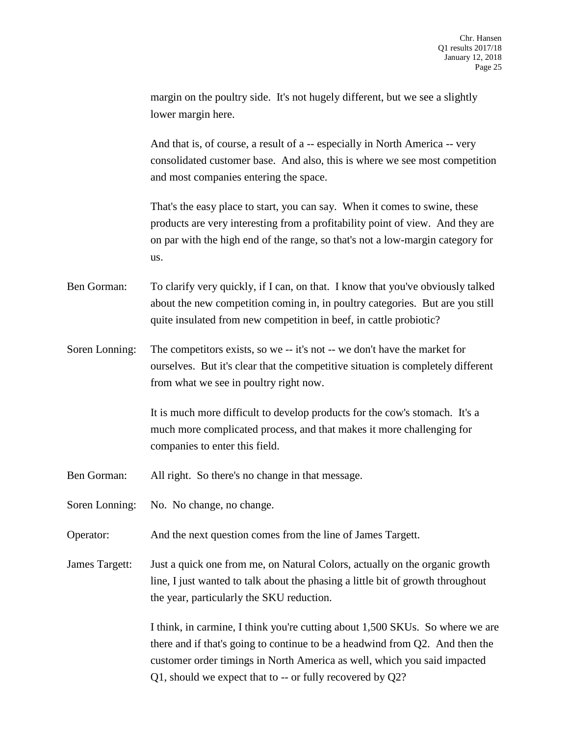margin on the poultry side. It's not hugely different, but we see a slightly lower margin here.

And that is, of course, a result of a -- especially in North America -- very consolidated customer base. And also, this is where we see most competition and most companies entering the space.

That's the easy place to start, you can say. When it comes to swine, these products are very interesting from a profitability point of view. And they are on par with the high end of the range, so that's not a low-margin category for us.

Ben Gorman: To clarify very quickly, if I can, on that. I know that you've obviously talked about the new competition coming in, in poultry categories. But are you still quite insulated from new competition in beef, in cattle probiotic?

Soren Lonning: The competitors exists, so we -- it's not -- we don't have the market for ourselves. But it's clear that the competitive situation is completely different from what we see in poultry right now.

It is much more difficult to develop products for the cow's stomach. It's a much more complicated process, and that makes it more challenging for companies to enter this field.

Ben Gorman: All right. So there's no change in that message.

Soren Lonning: No. No change, no change.

Operator: And the next question comes from the line of James Targett.

James Targett: Just a quick one from me, on Natural Colors, actually on the organic growth line, I just wanted to talk about the phasing a little bit of growth throughout the year, particularly the SKU reduction.

I think, in carmine, I think you're cutting about 1,500 SKUs. So where we are there and if that's going to continue to be a headwind from Q2. And then the customer order timings in North America as well, which you said impacted Q1, should we expect that to -- or fully recovered by Q2?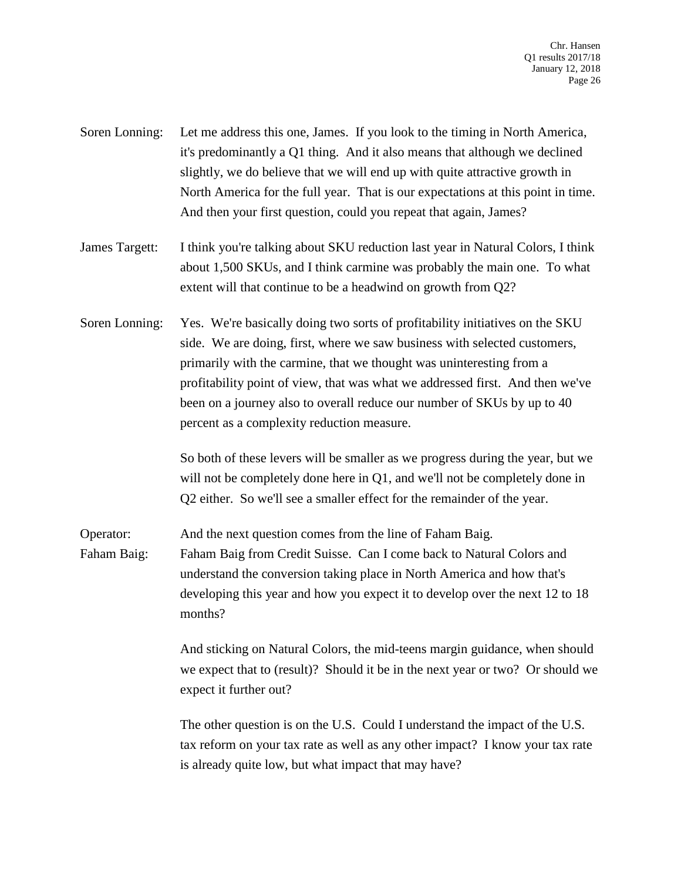Soren Lonning: Let me address this one, James. If you look to the timing in North America, it's predominantly a Q1 thing. And it also means that although we declined slightly, we do believe that we will end up with quite attractive growth in North America for the full year. That is our expectations at this point in time. And then your first question, could you repeat that again, James?

James Targett: I think you're talking about SKU reduction last year in Natural Colors, I think about 1,500 SKUs, and I think carmine was probably the main one. To what extent will that continue to be a headwind on growth from Q2?

Soren Lonning: Yes. We're basically doing two sorts of profitability initiatives on the SKU side. We are doing, first, where we saw business with selected customers, primarily with the carmine, that we thought was uninteresting from a profitability point of view, that was what we addressed first. And then we've been on a journey also to overall reduce our number of SKUs by up to 40 percent as a complexity reduction measure.

So both of these levers will be smaller as we progress during the year, but we will not be completely done here in Q1, and we'll not be completely done in Q2 either. So we'll see a smaller effect for the remainder of the year.

Operator: And the next question comes from the line of Faham Baig.

Faham Baig: Faham Baig from Credit Suisse. Can I come back to Natural Colors and understand the conversion taking place in North America and how that's developing this year and how you expect it to develop over the next 12 to 18 months?

And sticking on Natural Colors, the mid-teens margin guidance, when should we expect that to (result)? Should it be in the next year or two? Or should we expect it further out?

The other question is on the U.S. Could I understand the impact of the U.S. tax reform on your tax rate as well as any other impact? I know your tax rate is already quite low, but what impact that may have?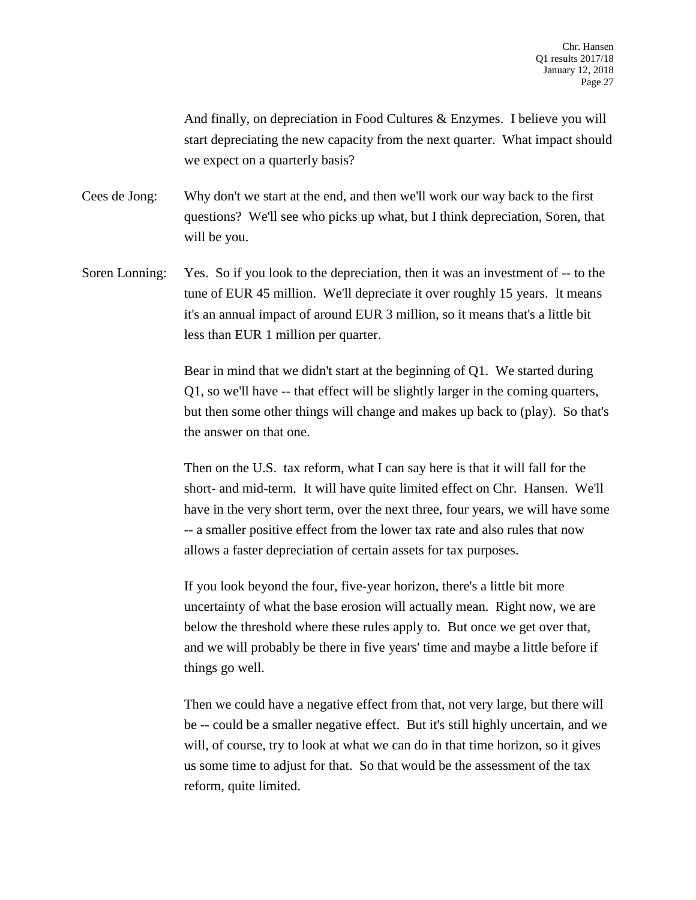And finally, on depreciation in Food Cultures & Enzymes. I believe you will start depreciating the new capacity from the next quarter. What impact should we expect on a quarterly basis?

Cees de Jong: Why don't we start at the end, and then we'll work our way back to the first questions? We'll see who picks up what, but I think depreciation, Soren, that will be you.

Soren Lonning: Yes. So if you look to the depreciation, then it was an investment of -- to the tune of EUR 45 million. We'll depreciate it over roughly 15 years. It means it's an annual impact of around EUR 3 million, so it means that's a little bit less than EUR 1 million per quarter.

Bear in mind that we didn't start at the beginning of Q1. We started during Q1, so we'll have -- that effect will be slightly larger in the coming quarters, but then some other things will change and makes up back to (play). So that's the answer on that one.

Then on the U.S. tax reform, what I can say here is that it will fall for the short- and mid-term. It will have quite limited effect on Chr. Hansen. We'll have in the very short term, over the next three, four years, we will have some -- a smaller positive effect from the lower tax rate and also rules that now allows a faster depreciation of certain assets for tax purposes.

If you look beyond the four, five-year horizon, there's a little bit more uncertainty of what the base erosion will actually mean. Right now, we are below the threshold where these rules apply to. But once we get over that, and we will probably be there in five years' time and maybe a little before if things go well.

Then we could have a negative effect from that, not very large, but there will be -- could be a smaller negative effect. But it's still highly uncertain, and we will, of course, try to look at what we can do in that time horizon, so it gives us some time to adjust for that. So that would be the assessment of the tax reform, quite limited.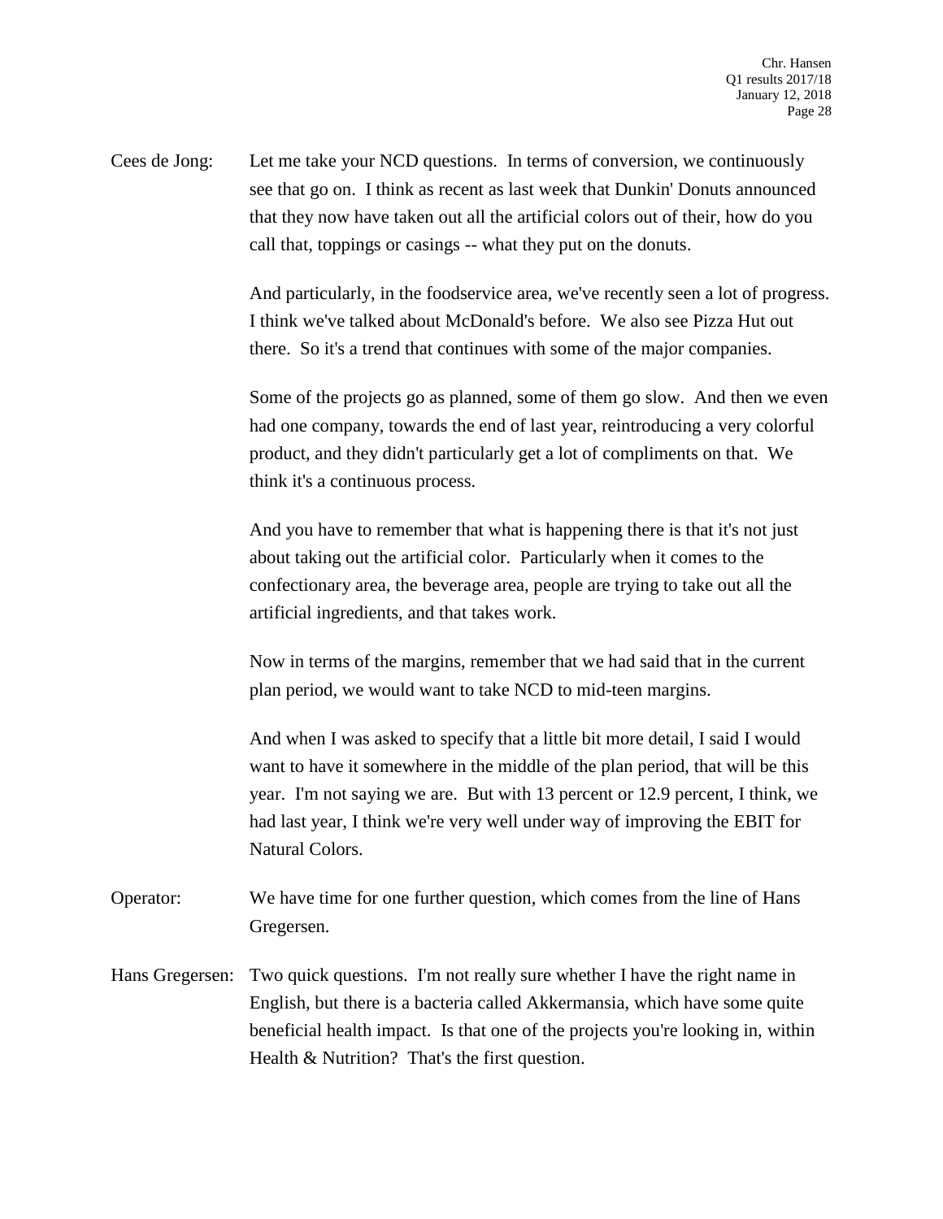Cees de Jong: Let me take your NCD questions. In terms of conversion, we continuously see that go on. I think as recent as last week that Dunkin' Donuts announced that they now have taken out all the artificial colors out of their, how do you call that, toppings or casings -- what they put on the donuts.

And particularly, in the foodservice area, we've recently seen a lot of progress. I think we've talked about McDonald's before. We also see Pizza Hut out there. So it's a trend that continues with some of the major companies.

Some of the projects go as planned, some of them go slow. And then we even had one company, towards the end of last year, reintroducing a very colorful product, and they didn't particularly get a lot of compliments on that. We think it's a continuous process.

And you have to remember that what is happening there is that it's not just about taking out the artificial color. Particularly when it comes to the confectionary area, the beverage area, people are trying to take out all the artificial ingredients, and that takes work.

Now in terms of the margins, remember that we had said that in the current plan period, we would want to take NCD to mid-teen margins.

And when I was asked to specify that a little bit more detail, I said I would want to have it somewhere in the middle of the plan period, that will be this year. I'm not saying we are. But with 13 percent or 12.9 percent, I think, we had last year, I think we're very well under way of improving the EBIT for Natural Colors.

Operator: We have time for one further question, which comes from the line of Hans Gregersen.

Hans Gregersen: Two quick questions. I'm not really sure whether I have the right name in English, but there is a bacteria called Akkermansia, which have some quite beneficial health impact. Is that one of the projects you're looking in, within Health & Nutrition? That's the first question.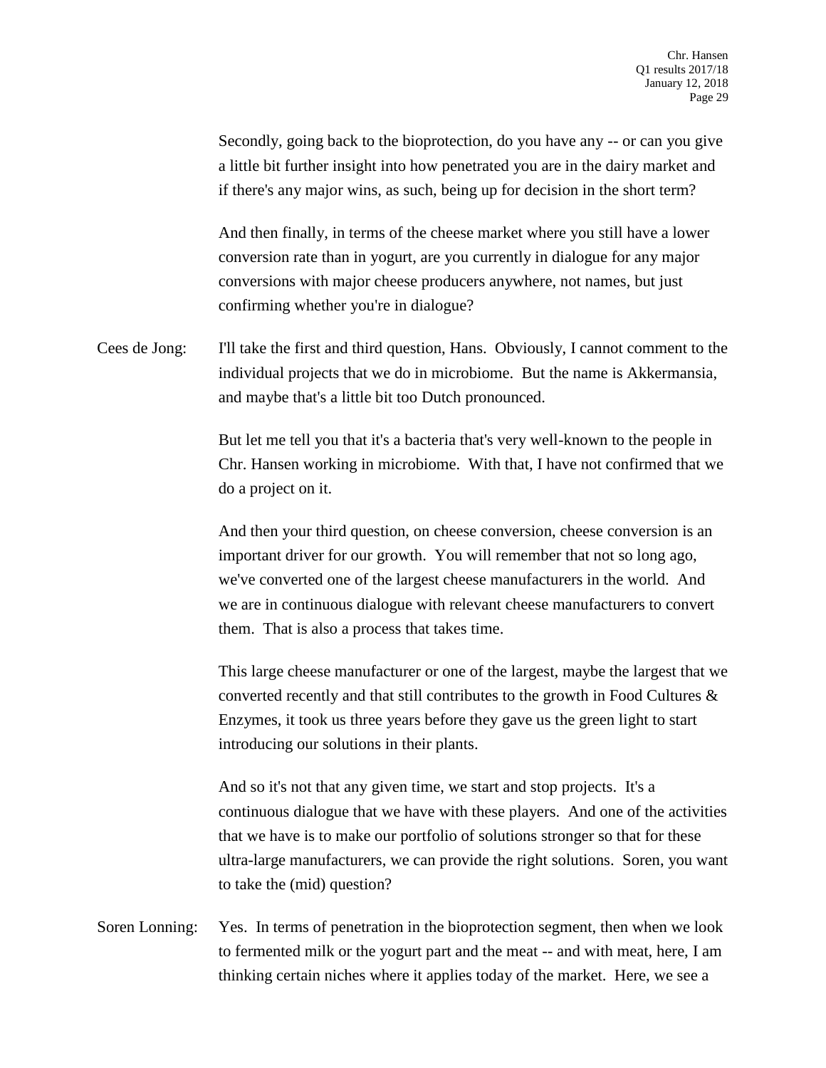Secondly, going back to the bioprotection, do you have any -- or can you give a little bit further insight into how penetrated you are in the dairy market and if there's any major wins, as such, being up for decision in the short term?

And then finally, in terms of the cheese market where you still have a lower conversion rate than in yogurt, are you currently in dialogue for any major conversions with major cheese producers anywhere, not names, but just confirming whether you're in dialogue?

Cees de Jong: I'll take the first and third question, Hans. Obviously, I cannot comment to the individual projects that we do in microbiome. But the name is Akkermansia, and maybe that's a little bit too Dutch pronounced.

But let me tell you that it's a bacteria that's very well-known to the people in Chr. Hansen working in microbiome. With that, I have not confirmed that we do a project on it.

And then your third question, on cheese conversion, cheese conversion is an important driver for our growth. You will remember that not so long ago, we've converted one of the largest cheese manufacturers in the world. And we are in continuous dialogue with relevant cheese manufacturers to convert them. That is also a process that takes time.

This large cheese manufacturer or one of the largest, maybe the largest that we converted recently and that still contributes to the growth in Food Cultures & Enzymes, it took us three years before they gave us the green light to start introducing our solutions in their plants.

And so it's not that any given time, we start and stop projects. It's a continuous dialogue that we have with these players. And one of the activities that we have is to make our portfolio of solutions stronger so that for these ultra-large manufacturers, we can provide the right solutions. Soren, you want to take the (mid) question?

Soren Lonning: Yes. In terms of penetration in the bioprotection segment, then when we look to fermented milk or the yogurt part and the meat -- and with meat, here, I am thinking certain niches where it applies today of the market. Here, we see a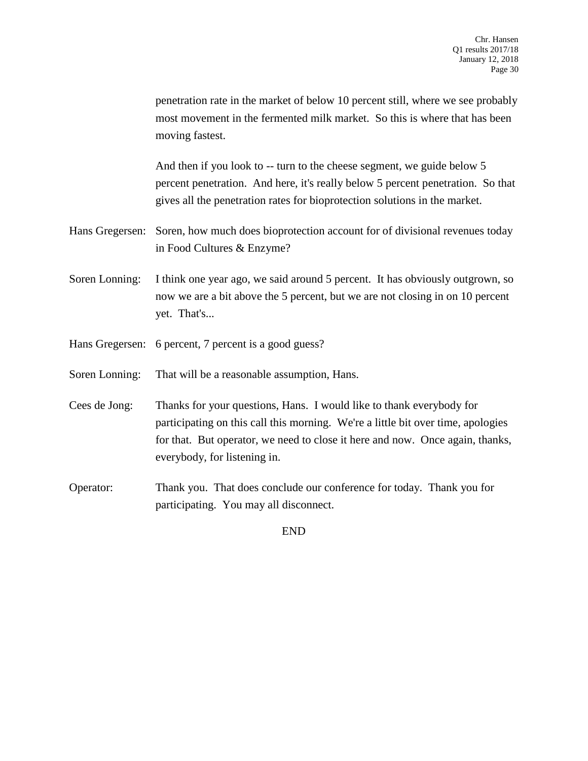penetration rate in the market of below 10 percent still, where we see probably most movement in the fermented milk market. So this is where that has been moving fastest.

And then if you look to -- turn to the cheese segment, we guide below 5 percent penetration. And here, it's really below 5 percent penetration. So that gives all the penetration rates for bioprotection solutions in the market.

Hans Gregersen: Soren, how much does bioprotection account for of divisional revenues today in Food Cultures & Enzyme?

Soren Lonning: I think one year ago, we said around 5 percent. It has obviously outgrown, so now we are a bit above the 5 percent, but we are not closing in on 10 percent yet. That's...

Hans Gregersen: 6 percent, 7 percent is a good guess?

Soren Lonning: That will be a reasonable assumption, Hans.

Cees de Jong: Thanks for your questions, Hans. I would like to thank everybody for participating on this call this morning. We're a little bit over time, apologies for that. But operator, we need to close it here and now. Once again, thanks, everybody, for listening in.

Operator: Thank you. That does conclude our conference for today. Thank you for participating. You may all disconnect.

END